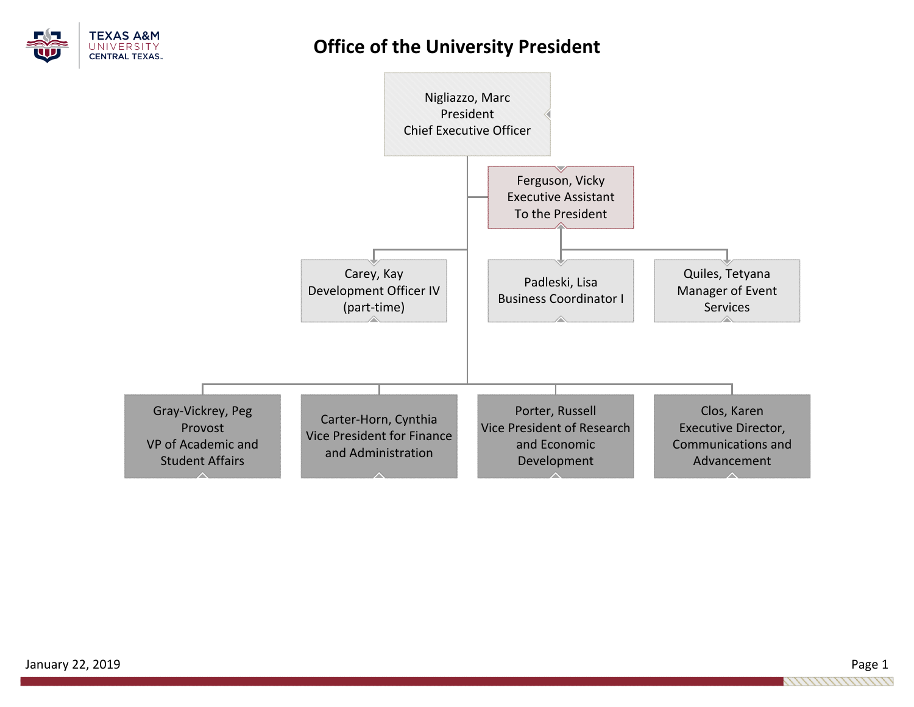# Office of the University President

TEXAS A&M UNIVERSITY CENTRAL TEXAS

- **Nigliazzo, Marc** — President, Chief Executive Officer
  - **Ferguson, Vicky** — Executive Assistant To the President
    - **Padleski, Lisa** — Business Coordinator I
    - **Quiles, Tetyana** — Manager of Event Services
  - **Carey, Kay** — Development Officer IV (part-time)
  - **Gray-Vickrey, Peg** — Provost, VP of Academic and Student Affairs
  - **Carter-Horn, Cynthia** — Vice President for Finance and Administration
  - **Porter, Russell** — Vice President of Research and Economic Development
  - **Clos, Karen** — Executive Director, Communications and Advancement

January 22, 2019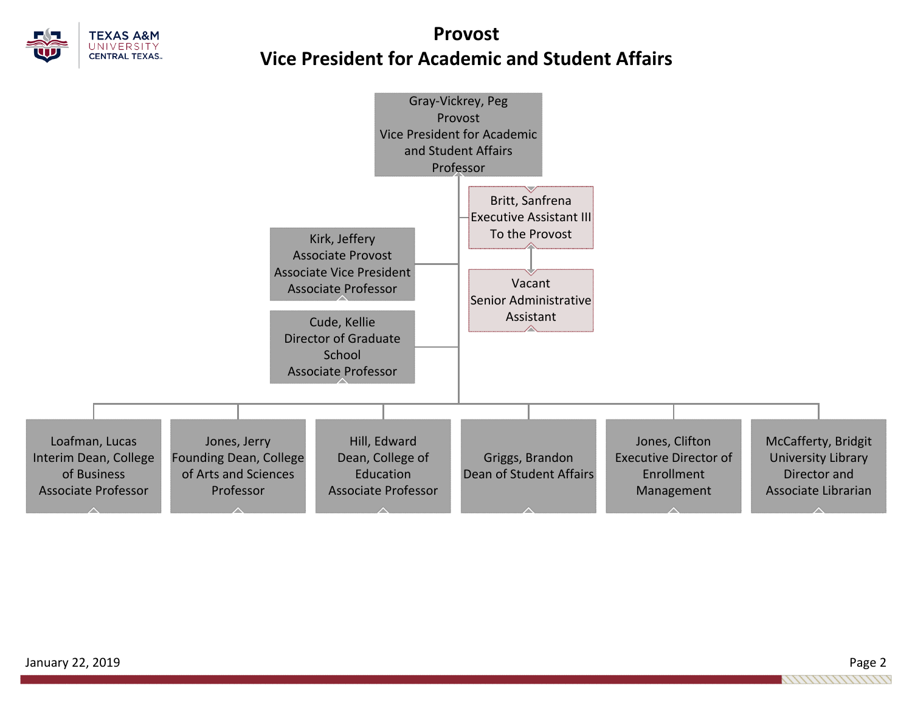# Provost
# Vice President for Academic and Student Affairs

- **Gray-Vickrey, Peg**
  Provost
  Vice President for Academic and Student Affairs
  Professor
  - **Britt, Sanfrena**
    Executive Assistant III
    To the Provost
    - **Vacant**
      Senior Administrative Assistant
  - **Kirk, Jeffery**
    Associate Provost
    Associate Vice President
    Associate Professor
  - **Cude, Kellie**
    Director of Graduate School
    Associate Professor
  - **Loafman, Lucas**
    Interim Dean, College of Business
    Associate Professor
  - **Jones, Jerry**
    Founding Dean, College of Arts and Sciences
    Professor
  - **Hill, Edward**
    Dean, College of Education
    Associate Professor
  - **Griggs, Brandon**
    Dean of Student Affairs
  - **Jones, Clifton**
    Executive Director of Enrollment Management
  - **McCafferty, Bridgit**
    University Library Director and Associate Librarian

January 22, 2019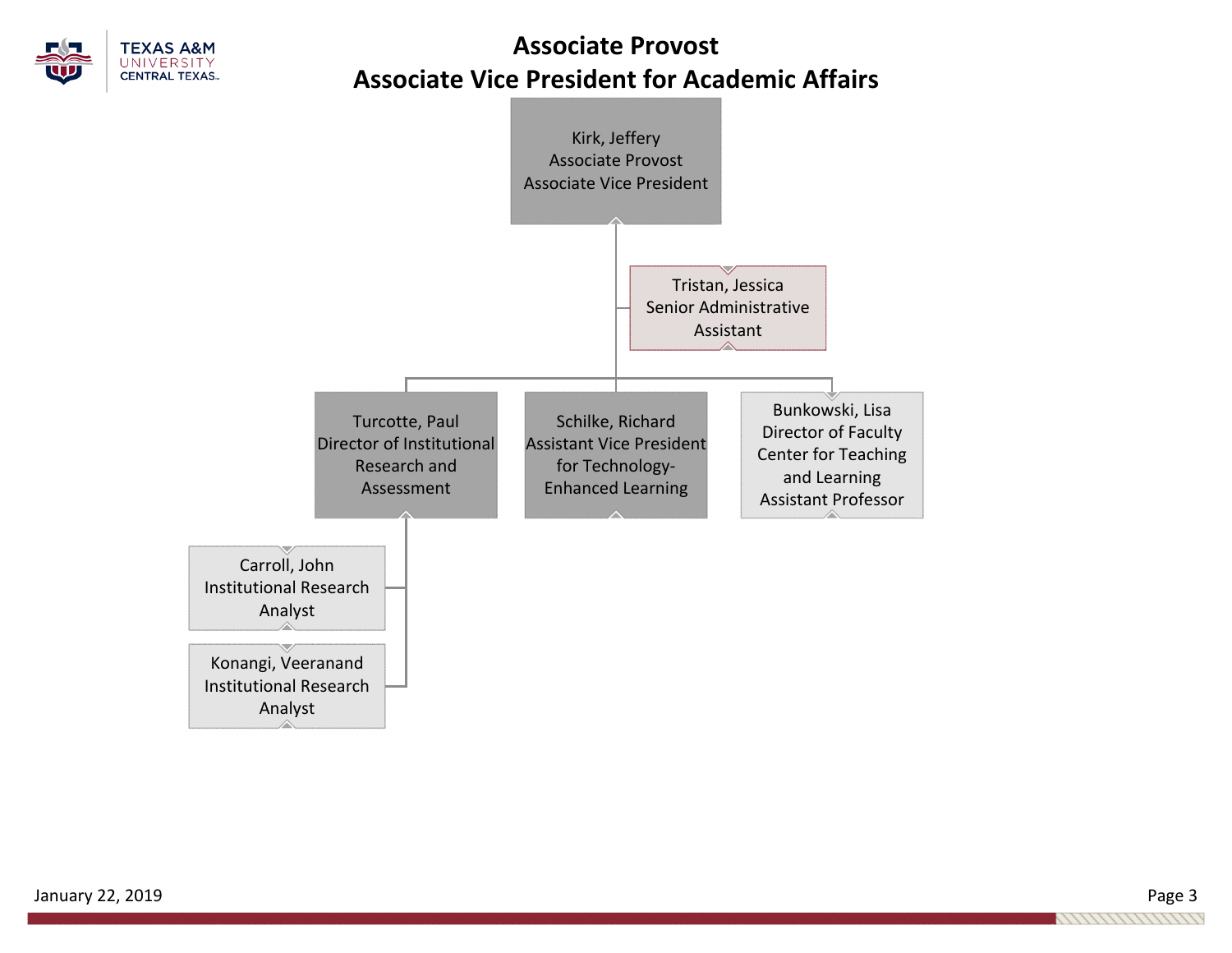# Associate Provost
# Associate Vice President for Academic Affairs

- **Kirk, Jeffery** — Associate Provost, Associate Vice President
  - **Tristan, Jessica** — Senior Administrative Assistant
  - **Turcotte, Paul** — Director of Institutional Research and Assessment
    - **Carroll, John** — Institutional Research Analyst
    - **Konangi, Veeranand** — Institutional Research Analyst
  - **Schilke, Richard** — Assistant Vice President for Technology-Enhanced Learning
  - **Bunkowski, Lisa** — Director of Faculty Center for Teaching and Learning, Assistant Professor

January 22, 2019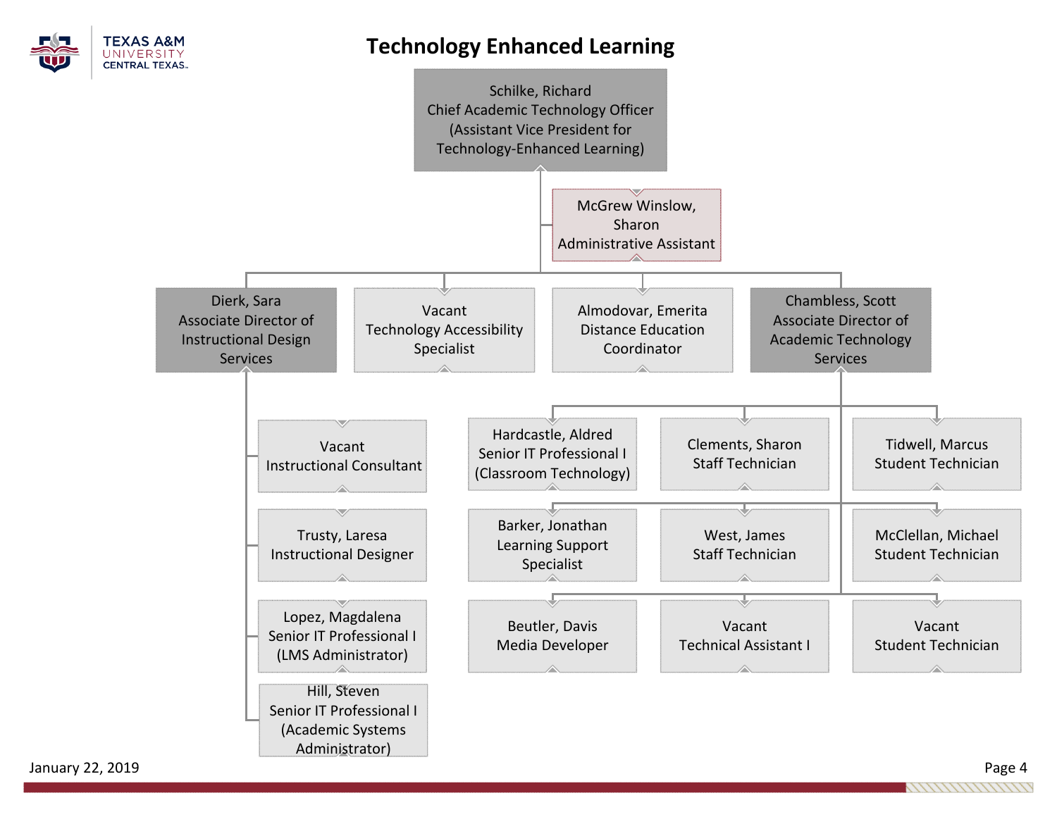# Technology Enhanced Learning

- **Schilke, Richard** — Chief Academic Technology Officer (Assistant Vice President for Technology-Enhanced Learning)
  - McGrew Winslow, Sharon — Administrative Assistant
  - **Dierk, Sara** — Associate Director of Instructional Design Services
    - Vacant — Instructional Consultant
    - Trusty, Laresa — Instructional Designer
    - Lopez, Magdalena — Senior IT Professional I (LMS Administrator)
    - Hill, Steven — Senior IT Professional I (Academic Systems Administrator)
  - Vacant — Technology Accessibility Specialist
  - Almodovar, Emerita — Distance Education Coordinator
  - **Chambless, Scott** — Associate Director of Academic Technology Services
    - Hardcastle, Aldred — Senior IT Professional I (Classroom Technology)
    - Clements, Sharon — Staff Technician
    - Tidwell, Marcus — Student Technician
    - Barker, Jonathan — Learning Support Specialist
    - West, James — Staff Technician
    - McClellan, Michael — Student Technician
    - Beutler, Davis — Media Developer
    - Vacant — Technical Assistant I
    - Vacant — Student Technician

January 22, 2019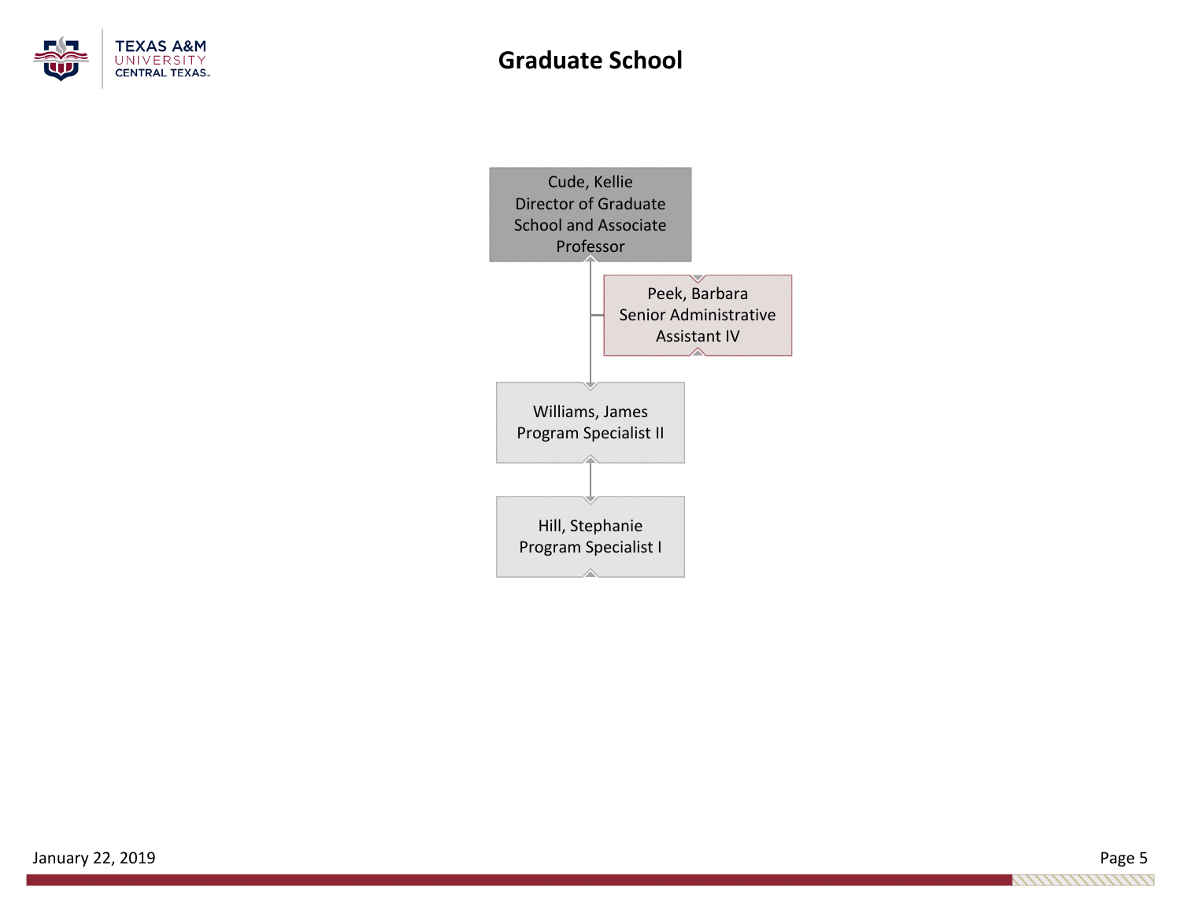# Graduate School

**Cude, Kellie**
Director of Graduate School and Associate Professor

- **Peek, Barbara**
  Senior Administrative Assistant IV

- **Williams, James**
  Program Specialist II

  - **Hill, Stephanie**
    Program Specialist I

January 22, 2019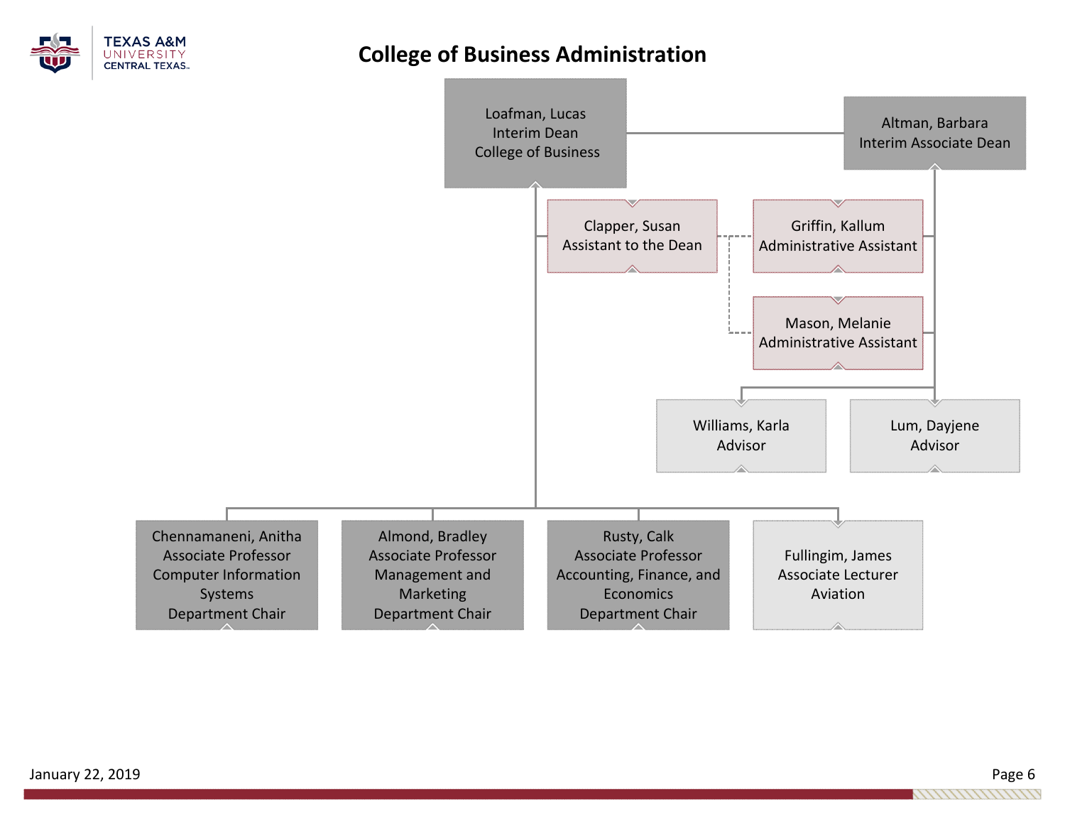# College of Business Administration

**Loafman, Lucas**
Interim Dean
College of Business

**Altman, Barbara**
Interim Associate Dean

**Clapper, Susan**
Assistant to the Dean

**Griffin, Kallum**
Administrative Assistant

**Mason, Melanie**
Administrative Assistant

**Williams, Karla**
Advisor

**Lum, Dayjene**
Advisor

**Chennamaneni, Anitha**
Associate Professor
Computer Information Systems
Department Chair

**Almond, Bradley**
Associate Professor
Management and Marketing
Department Chair

**Rusty, Calk**
Associate Professor
Accounting, Finance, and Economics
Department Chair

**Fullingim, James**
Associate Lecturer
Aviation

January 22, 2019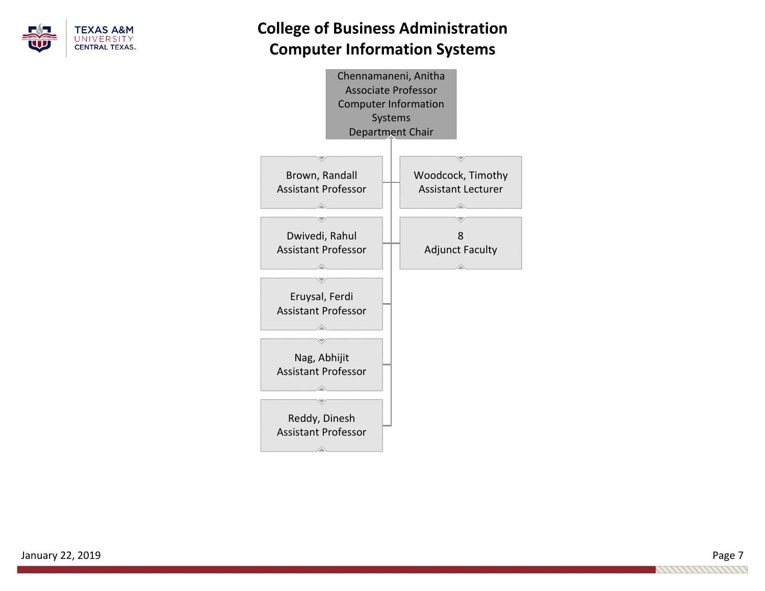# College of Business Administration
# Computer Information Systems

**Chennamaneni, Anitha**
Associate Professor
Computer Information Systems
Department Chair

- Brown, Randall
  Assistant Professor
- Woodcock, Timothy
  Assistant Lecturer
- Dwivedi, Rahul
  Assistant Professor
- 8
  Adjunct Faculty
- Eruysal, Ferdi
  Assistant Professor
- Nag, Abhijit
  Assistant Professor
- Reddy, Dinesh
  Assistant Professor

January 22, 2019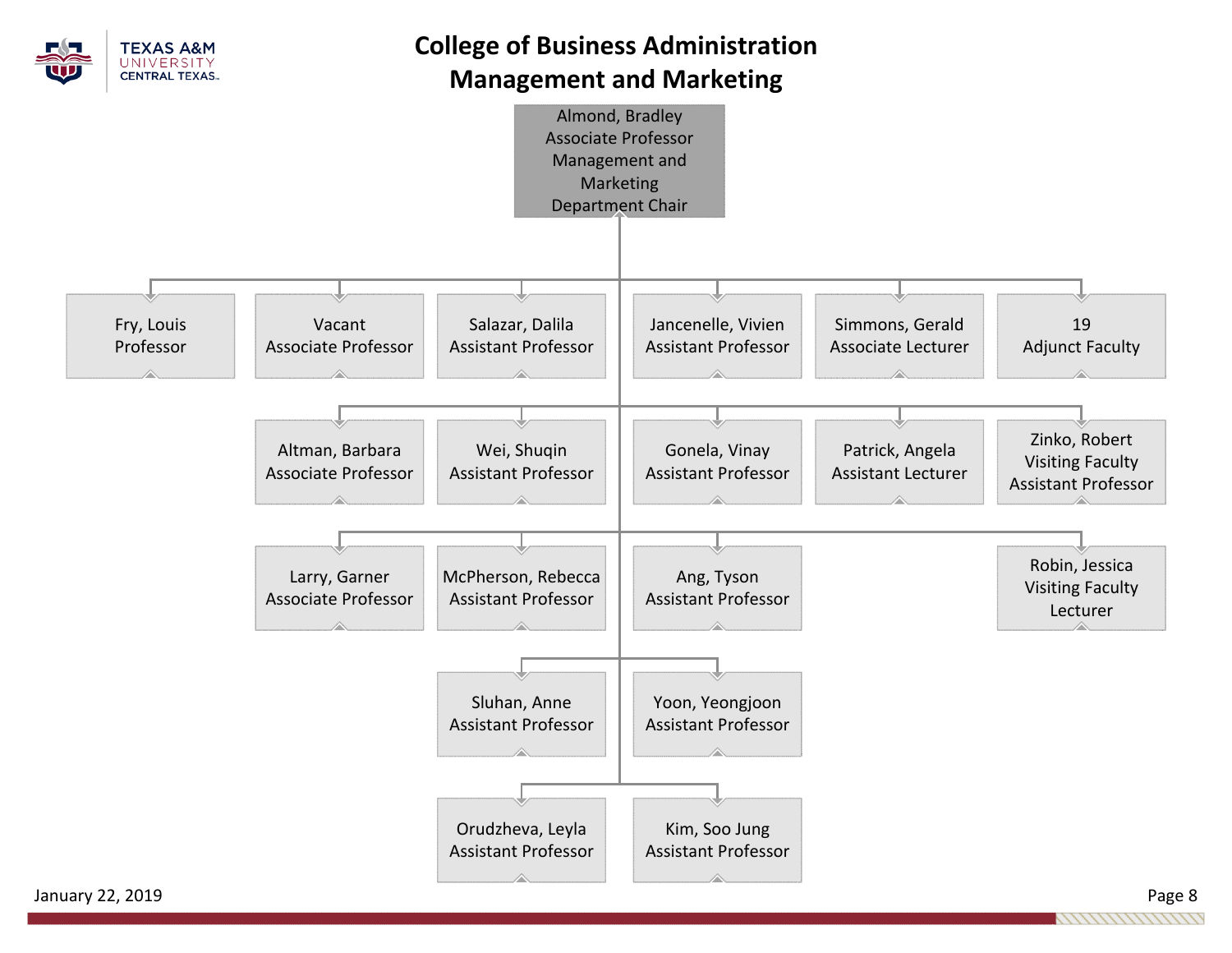# College of Business Administration
## Management and Marketing

**Almond, Bradley**
Associate Professor
Management and Marketing
Department Chair

- Fry, Louis — Professor
- Vacant — Associate Professor
- Salazar, Dalila — Assistant Professor
- Jancenelle, Vivien — Assistant Professor
- Simmons, Gerald — Associate Lecturer
- 19 — Adjunct Faculty
- Altman, Barbara — Associate Professor
- Wei, Shuqin — Assistant Professor
- Gonela, Vinay — Assistant Professor
- Patrick, Angela — Assistant Lecturer
- Zinko, Robert — Visiting Faculty, Assistant Professor
- Larry, Garner — Associate Professor
- McPherson, Rebecca — Assistant Professor
- Ang, Tyson — Assistant Professor
- Robin, Jessica — Visiting Faculty, Lecturer
- Sluhan, Anne — Assistant Professor
- Yoon, Yeongjoon — Assistant Professor
- Orudzheva, Leyla — Assistant Professor
- Kim, Soo Jung — Assistant Professor

January 22, 2019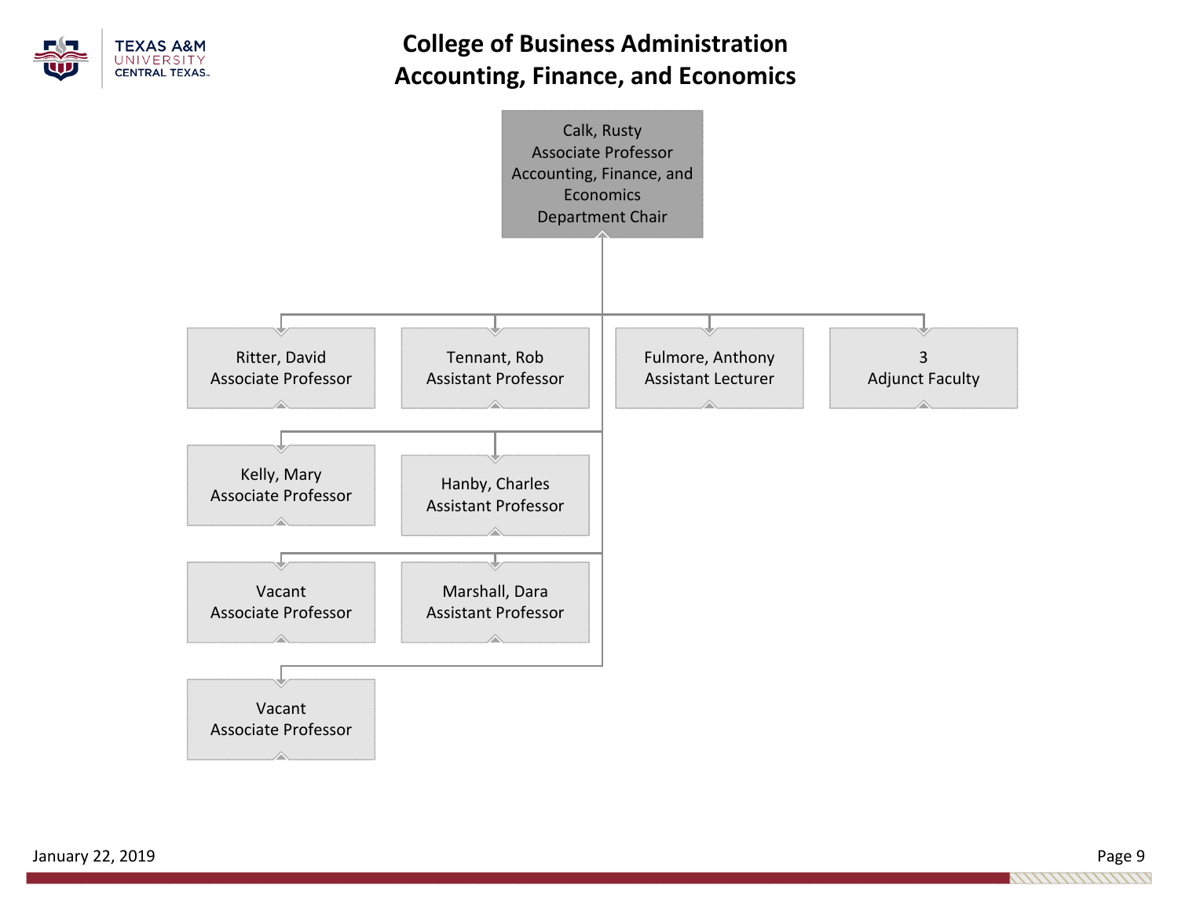# College of Business Administration
# Accounting, Finance, and Economics

**Calk, Rusty**
Associate Professor
Accounting, Finance, and Economics
Department Chair

- Ritter, David — Associate Professor
- Tennant, Rob — Assistant Professor
- Fulmore, Anthony — Assistant Lecturer
- 3 — Adjunct Faculty
- Kelly, Mary — Associate Professor
- Hanby, Charles — Assistant Professor
- Vacant — Associate Professor
- Marshall, Dara — Assistant Professor
- Vacant — Associate Professor

January 22, 2019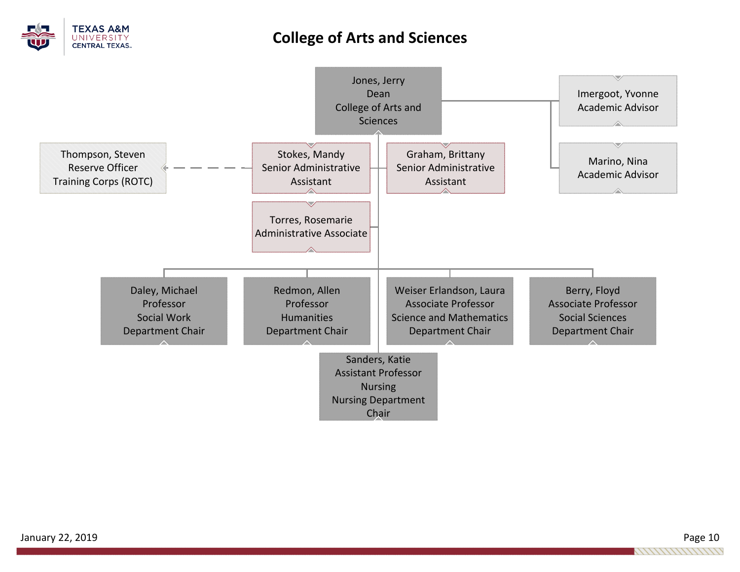# College of Arts and Sciences

- **Jones, Jerry** — Dean, College of Arts and Sciences
  - Imergoot, Yvonne — Academic Advisor
  - Marino, Nina — Academic Advisor
  - Stokes, Mandy — Senior Administrative Assistant
    - Thompson, Steven — Reserve Officer Training Corps (ROTC) (dotted line)
  - Graham, Brittany — Senior Administrative Assistant
  - Torres, Rosemarie — Administrative Associate
  - Daley, Michael — Professor, Social Work, Department Chair
  - Redmon, Allen — Professor, Humanities, Department Chair
  - Weiser Erlandson, Laura — Associate Professor, Science and Mathematics, Department Chair
  - Berry, Floyd — Associate Professor, Social Sciences, Department Chair
  - Sanders, Katie — Assistant Professor, Nursing, Nursing Department Chair

January 22, 2019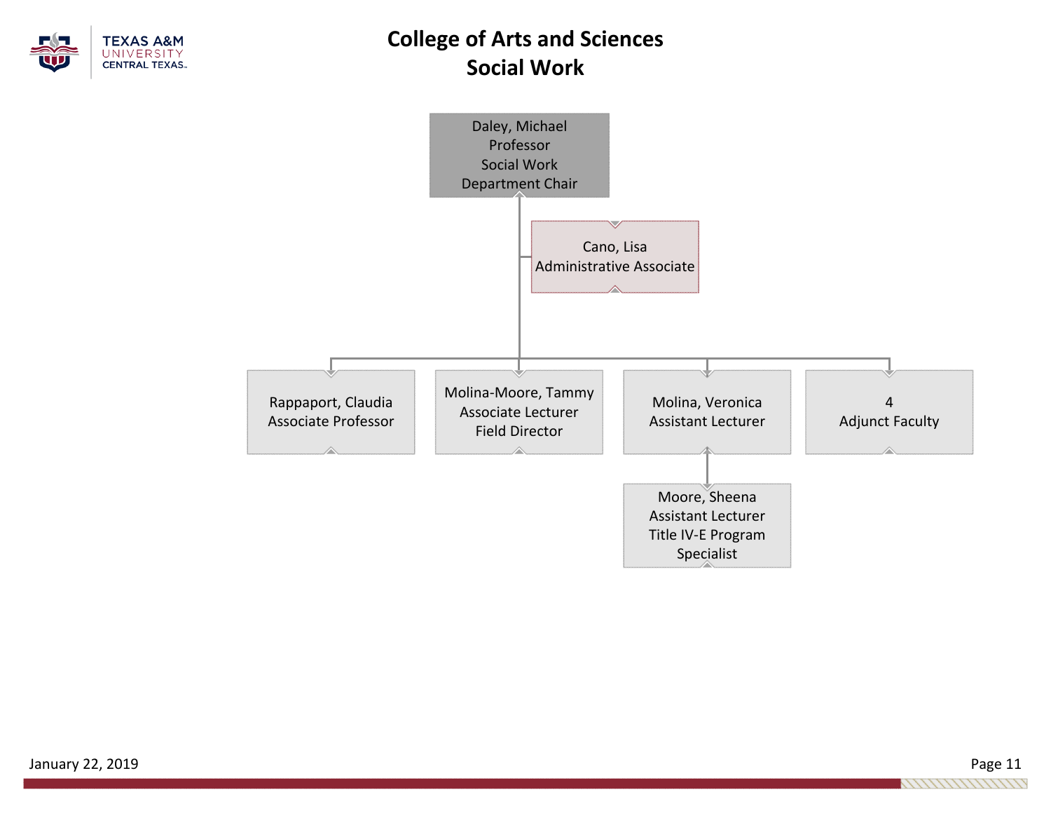# College of Arts and Sciences
## Social Work

- **Daley, Michael** — Professor, Social Work, Department Chair
  - Cano, Lisa — Administrative Associate
  - Rappaport, Claudia — Associate Professor
  - Molina-Moore, Tammy — Associate Lecturer, Field Director
  - Molina, Veronica — Assistant Lecturer
    - Moore, Sheena — Assistant Lecturer, Title IV-E Program Specialist
  - 4 Adjunct Faculty

January 22, 2019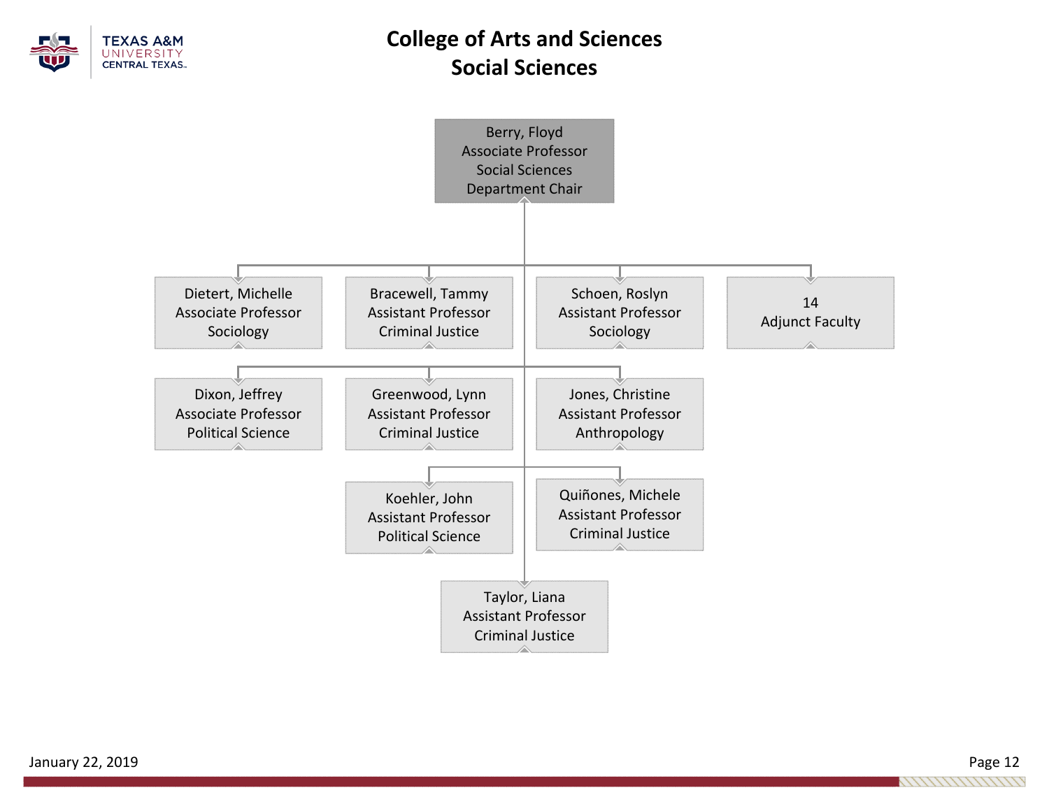# College of Arts and Sciences
## Social Sciences

**Berry, Floyd**
Associate Professor
Social Sciences
Department Chair

- **Dietert, Michelle** — Associate Professor, Sociology
- **Bracewell, Tammy** — Assistant Professor, Criminal Justice
- **Schoen, Roslyn** — Assistant Professor, Sociology
- **14 Adjunct Faculty**
- **Dixon, Jeffrey** — Associate Professor, Political Science
- **Greenwood, Lynn** — Assistant Professor, Criminal Justice
- **Jones, Christine** — Assistant Professor, Anthropology
- **Koehler, John** — Assistant Professor, Political Science
- **Quiñones, Michele** — Assistant Professor, Criminal Justice
- **Taylor, Liana** — Assistant Professor, Criminal Justice

January 22, 2019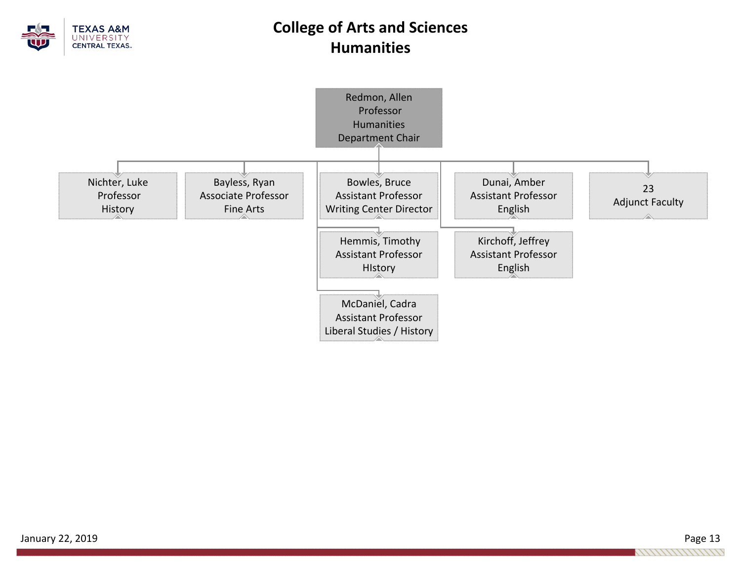# College of Arts and Sciences
## Humanities

- **Redmon, Allen** — Professor, Humanities, Department Chair
  - Nichter, Luke — Professor, History
  - Bayless, Ryan — Associate Professor, Fine Arts
  - Bowles, Bruce — Assistant Professor, Writing Center Director
  - Hemmis, Timothy — Assistant Professor, HIstory
  - McDaniel, Cadra — Assistant Professor, Liberal Studies / History
  - Dunai, Amber — Assistant Professor, English
  - Kirchoff, Jeffrey — Assistant Professor, English
  - 23 Adjunct Faculty

January 22, 2019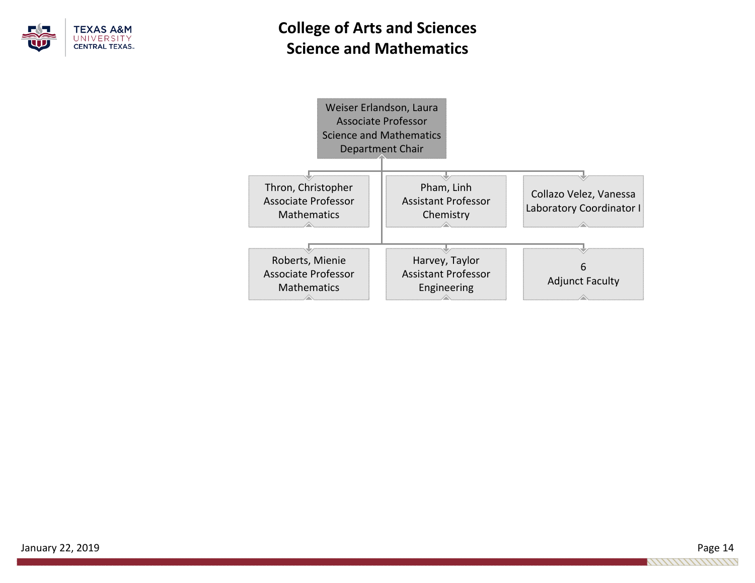# College of Arts and Sciences
## Science and Mathematics

**Weiser Erlandson, Laura**
Associate Professor
Science and Mathematics
Department Chair

- **Thron, Christopher**
  Associate Professor
  Mathematics
- **Pham, Linh**
  Assistant Professor
  Chemistry
- **Collazo Velez, Vanessa**
  Laboratory Coordinator I
- **Roberts, Mienie**
  Associate Professor
  Mathematics
- **Harvey, Taylor**
  Assistant Professor
  Engineering
- **6**
  Adjunct Faculty

January 22, 2019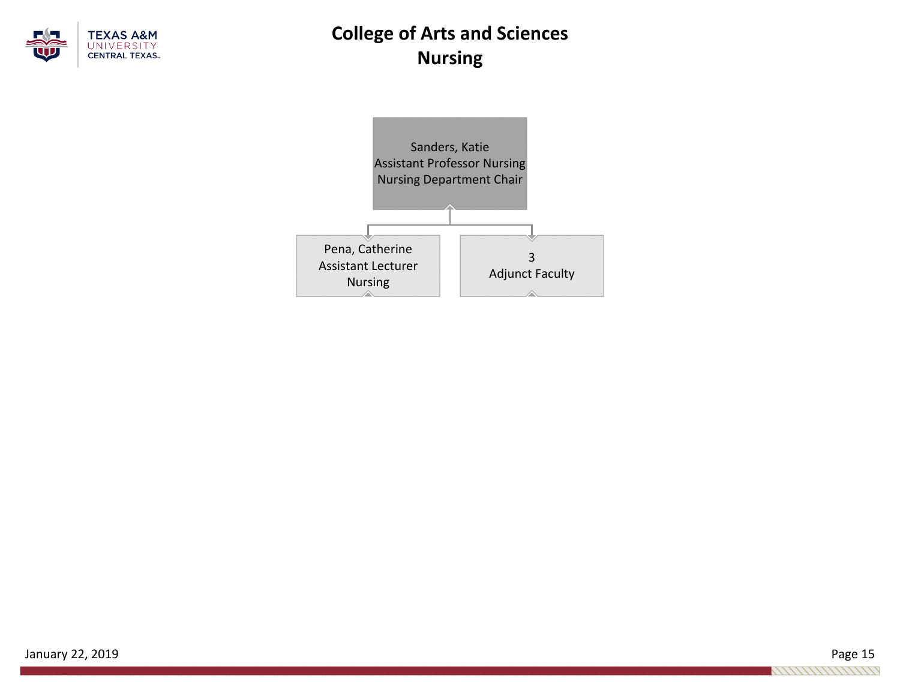# College of Arts and Sciences
## Nursing

**Sanders, Katie**
Assistant Professor Nursing
Nursing Department Chair

- **Pena, Catherine**
  Assistant Lecturer
  Nursing
- **3**
  Adjunct Faculty

January 22, 2019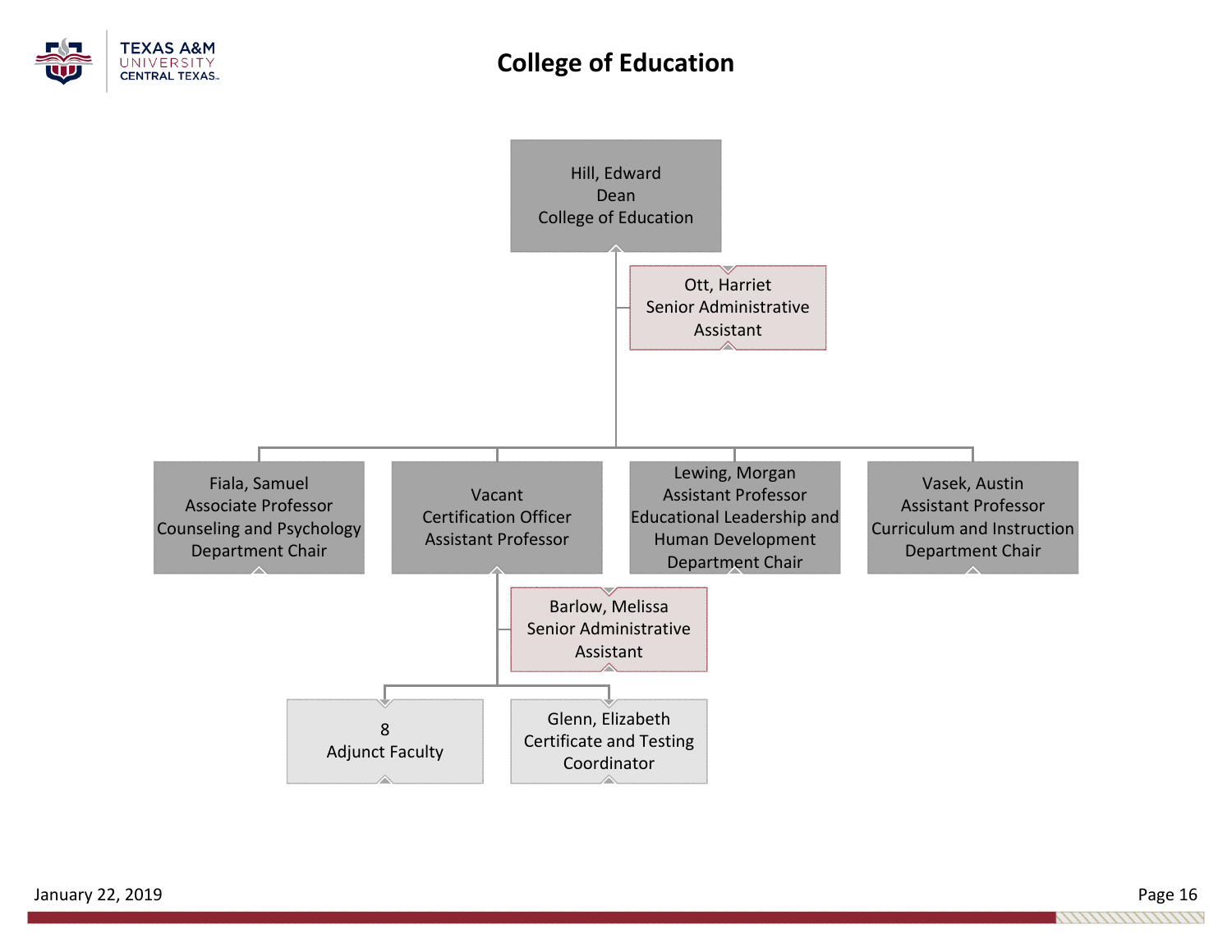# College of Education

- **Hill, Edward** — Dean, College of Education
  - **Ott, Harriet** — Senior Administrative Assistant
  - **Fiala, Samuel** — Associate Professor, Counseling and Psychology, Department Chair
  - **Vacant** — Certification Officer, Assistant Professor
    - **Barlow, Melissa** — Senior Administrative Assistant
    - **8** — Adjunct Faculty
    - **Glenn, Elizabeth** — Certificate and Testing Coordinator
  - **Lewing, Morgan** — Assistant Professor, Educational Leadership and Human Development, Department Chair
  - **Vasek, Austin** — Assistant Professor, Curriculum and Instruction, Department Chair

January 22, 2019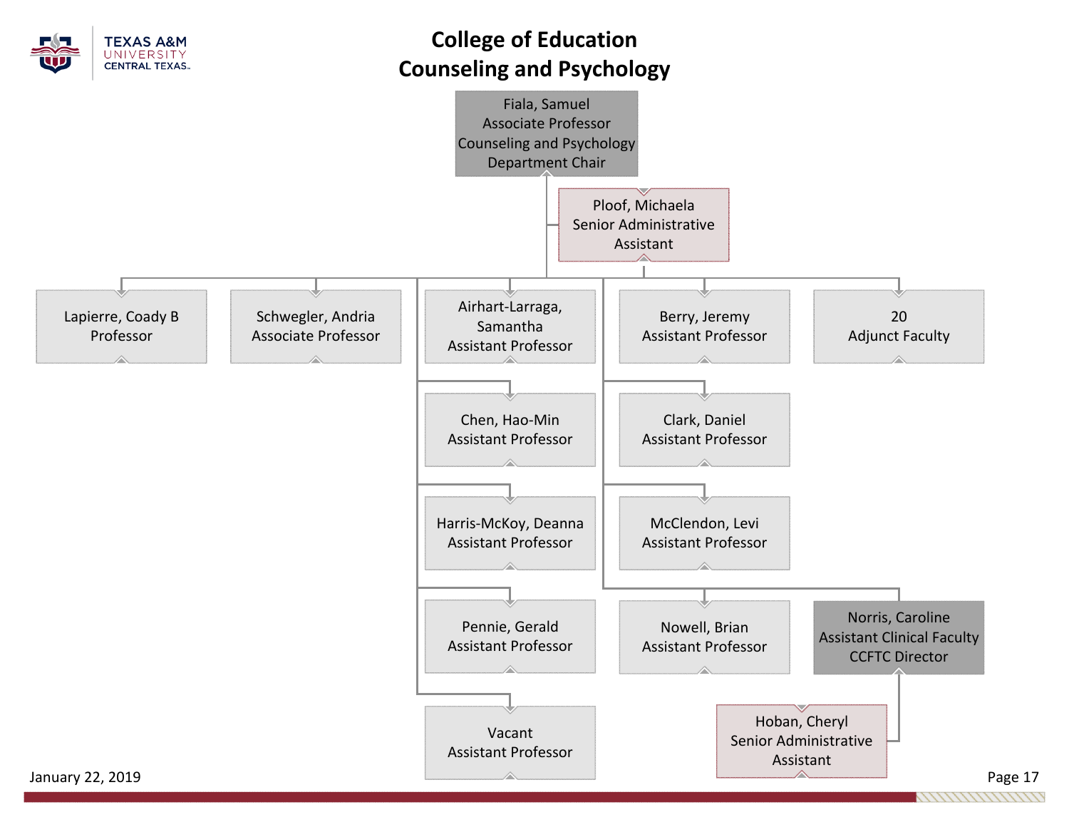# College of Education
## Counseling and Psychology

**Fiala, Samuel**
Associate Professor
Counseling and Psychology
Department Chair

- **Ploof, Michaela** — Senior Administrative Assistant
- **Lapierre, Coady B** — Professor
- **Schwegler, Andria** — Associate Professor
- **Airhart-Larraga, Samantha** — Assistant Professor
- **Chen, Hao-Min** — Assistant Professor
- **Harris-McKoy, Deanna** — Assistant Professor
- **Pennie, Gerald** — Assistant Professor
- **Vacant** — Assistant Professor
- **Berry, Jeremy** — Assistant Professor
- **Clark, Daniel** — Assistant Professor
- **McClendon, Levi** — Assistant Professor
- **Nowell, Brian** — Assistant Professor
- **Norris, Caroline** — Assistant Clinical Faculty, CCFTC Director
  - **Hoban, Cheryl** — Senior Administrative Assistant
- **20** — Adjunct Faculty

January 22, 2019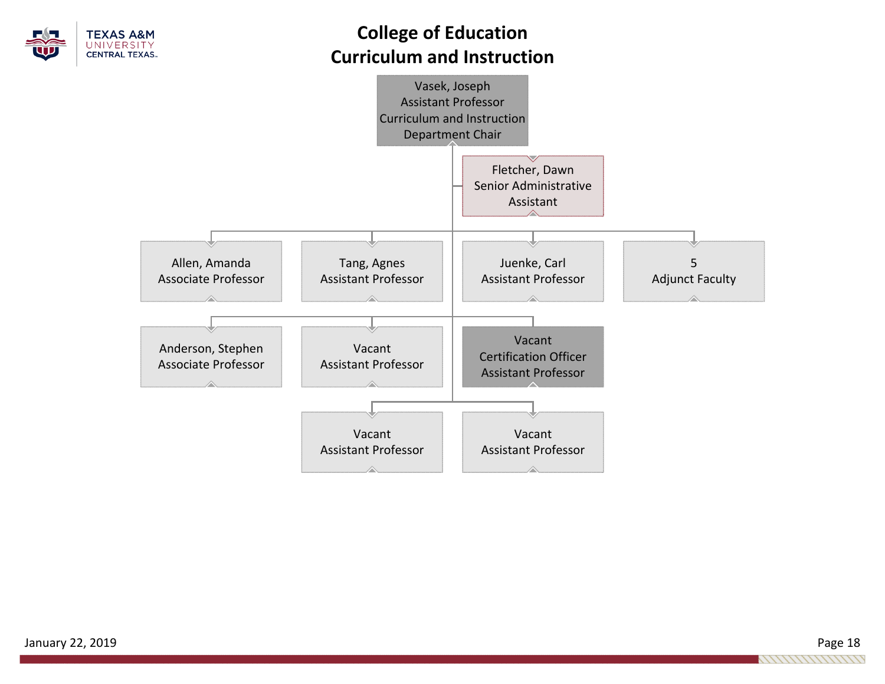# College of Education
## Curriculum and Instruction

**Vasek, Joseph**
Assistant Professor
Curriculum and Instruction
Department Chair

- **Fletcher, Dawn** – Senior Administrative Assistant
- **Allen, Amanda** – Associate Professor
- **Tang, Agnes** – Assistant Professor
- **Juenke, Carl** – Assistant Professor
- **5** – Adjunct Faculty
- **Anderson, Stephen** – Associate Professor
- **Vacant** – Assistant Professor
- **Vacant** – Certification Officer, Assistant Professor
- **Vacant** – Assistant Professor
- **Vacant** – Assistant Professor

January 22, 2019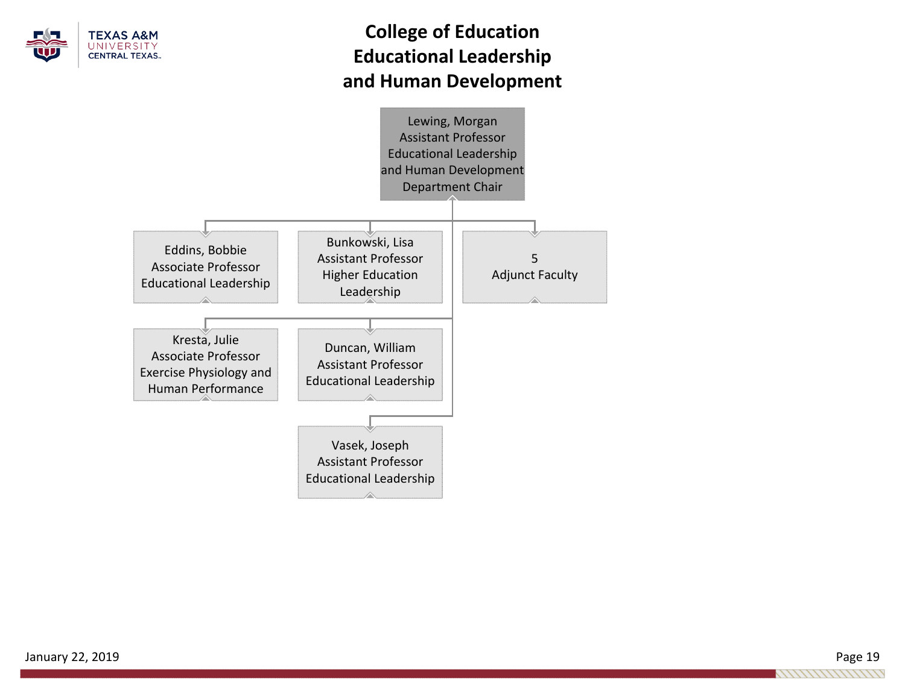# College of Education Educational Leadership and Human Development

**Lewing, Morgan**
Assistant Professor
Educational Leadership and Human Development
Department Chair

- **Eddins, Bobbie**
  Associate Professor
  Educational Leadership
- **Bunkowski, Lisa**
  Assistant Professor
  Higher Education Leadership
- **5**
  Adjunct Faculty
- **Kresta, Julie**
  Associate Professor
  Exercise Physiology and Human Performance
- **Duncan, William**
  Assistant Professor
  Educational Leadership
- **Vasek, Joseph**
  Assistant Professor
  Educational Leadership

January 22, 2019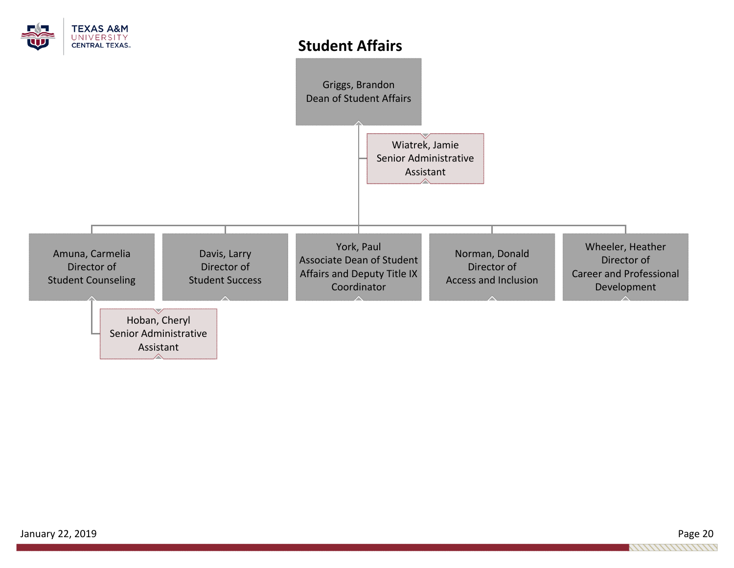# Student Affairs

- **Griggs, Brandon** — Dean of Student Affairs
  - **Wiatrek, Jamie** — Senior Administrative Assistant
  - **Amuna, Carmelia** — Director of Student Counseling
    - **Hoban, Cheryl** — Senior Administrative Assistant
  - **Davis, Larry** — Director of Student Success
  - **York, Paul** — Associate Dean of Student Affairs and Deputy Title IX Coordinator
  - **Norman, Donald** — Director of Access and Inclusion
  - **Wheeler, Heather** — Director of Career and Professional Development

January 22, 2019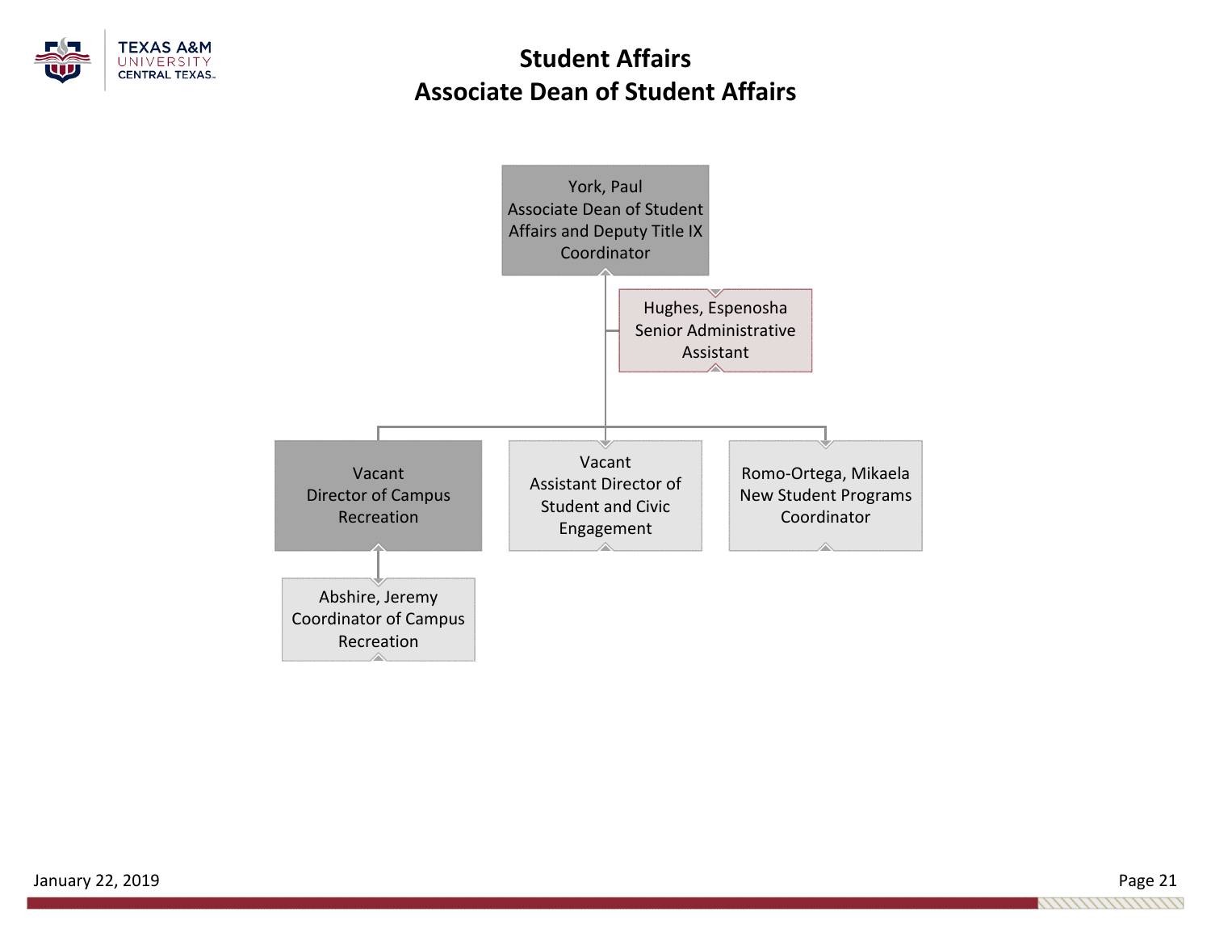# Student Affairs
## Associate Dean of Student Affairs

- **York, Paul** — Associate Dean of Student Affairs and Deputy Title IX Coordinator
  - **Hughes, Espenosha** — Senior Administrative Assistant
  - **Vacant** — Director of Campus Recreation
    - **Abshire, Jeremy** — Coordinator of Campus Recreation
  - **Vacant** — Assistant Director of Student and Civic Engagement
  - **Romo-Ortega, Mikaela** — New Student Programs Coordinator

January 22, 2019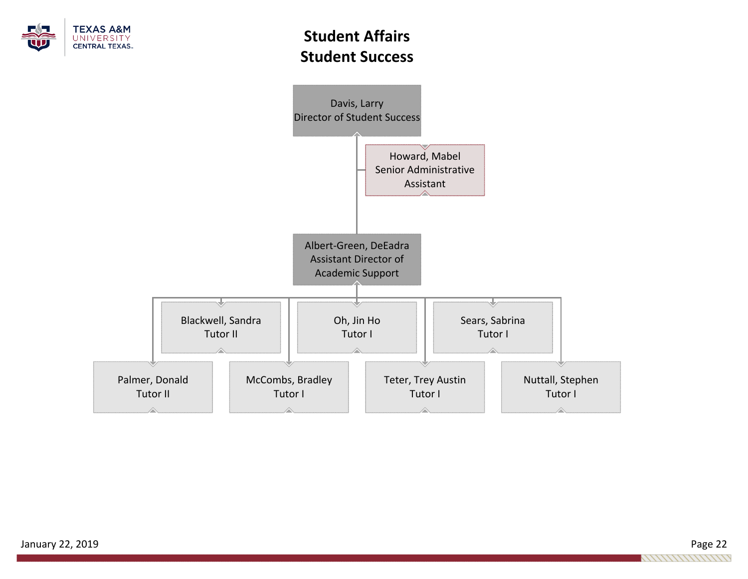# Student Affairs
# Student Success

- **Davis, Larry** — Director of Student Success
  - **Howard, Mabel** — Senior Administrative Assistant
  - **Albert-Green, DeEadra** — Assistant Director of Academic Support
    - Blackwell, Sandra — Tutor II
    - Oh, Jin Ho — Tutor I
    - Sears, Sabrina — Tutor I
    - Palmer, Donald — Tutor II
    - McCombs, Bradley — Tutor I
    - Teter, Trey Austin — Tutor I
    - Nuttall, Stephen — Tutor I

January 22, 2019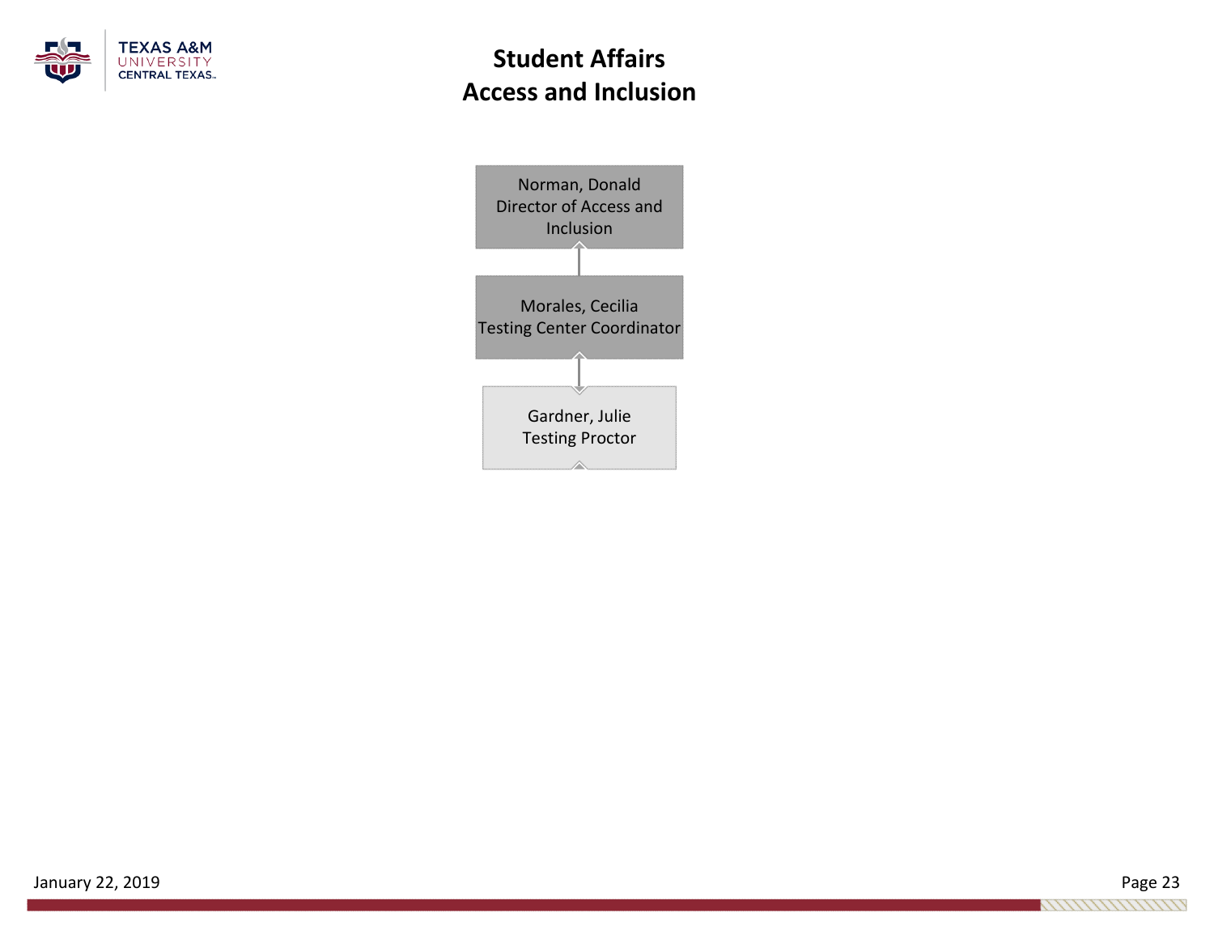# Student Affairs
## Access and Inclusion

Norman, Donald
Director of Access and Inclusion

Morales, Cecilia
Testing Center Coordinator

Gardner, Julie
Testing Proctor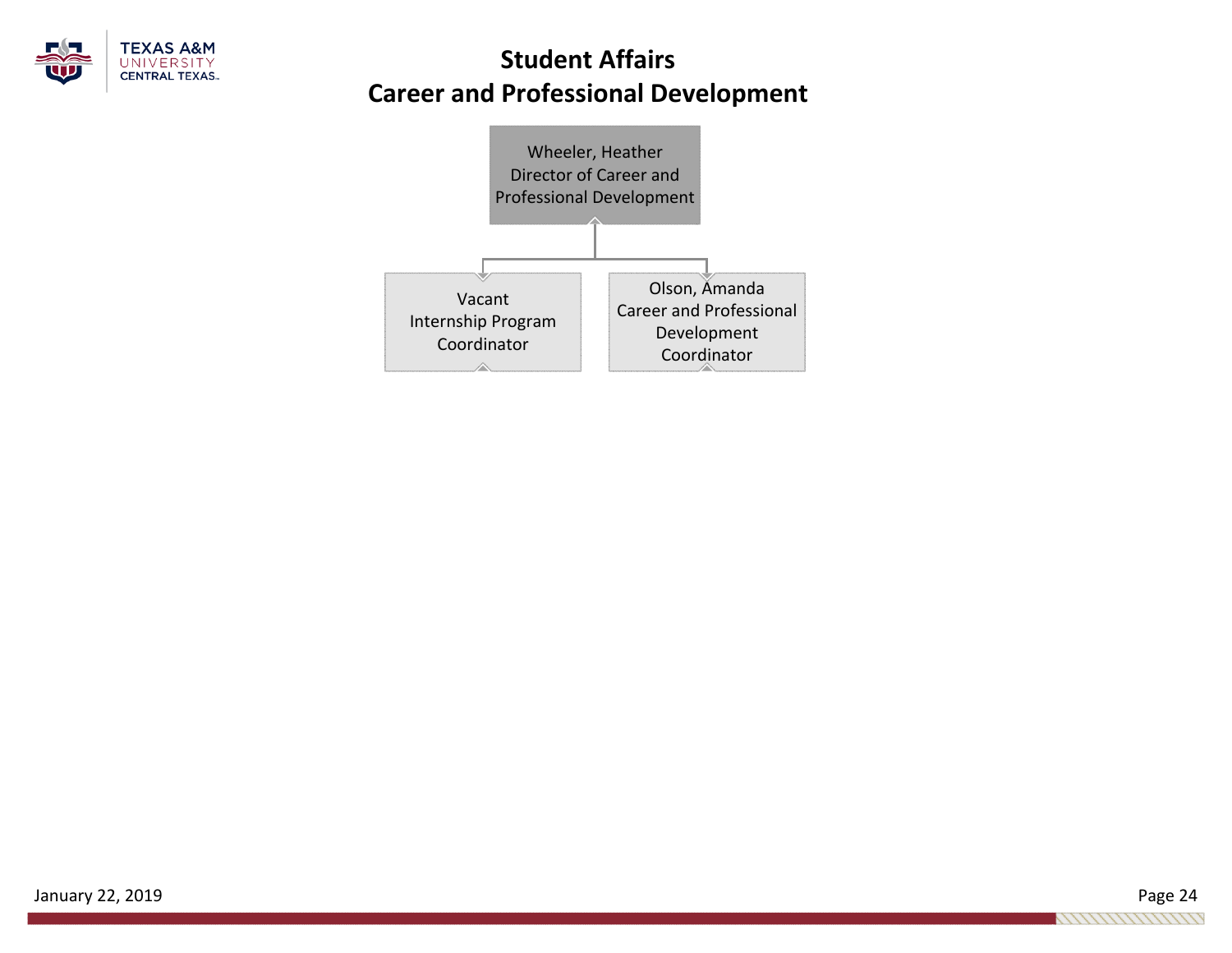# Student Affairs
## Career and Professional Development

**Wheeler, Heather**
Director of Career and Professional Development

- **Vacant**
  Internship Program Coordinator
- **Olson, Amanda**
  Career and Professional Development Coordinator

January 22, 2019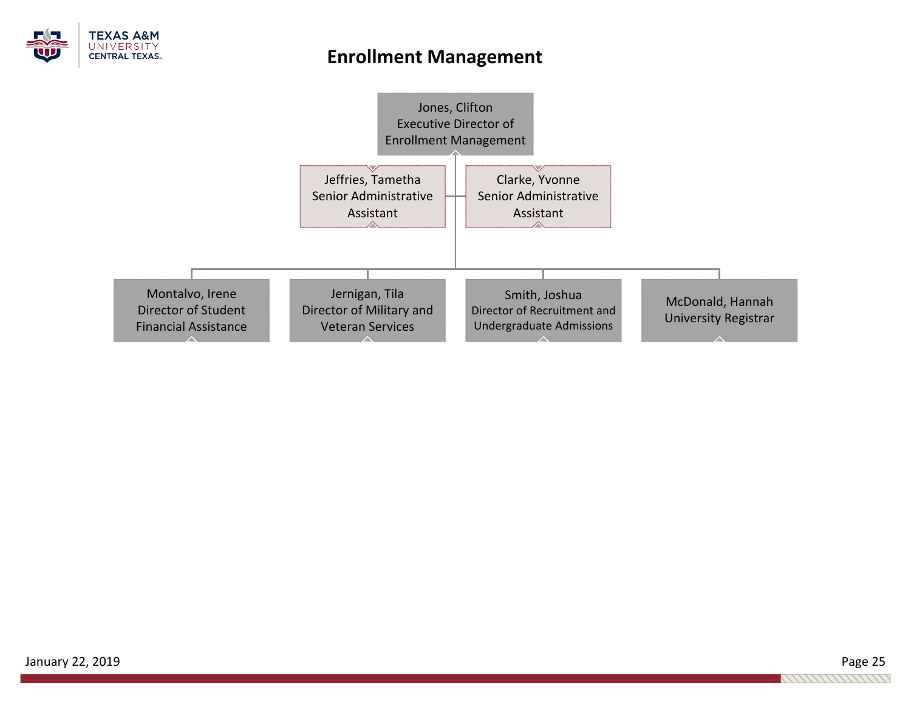# Enrollment Management

- **Jones, Clifton** — Executive Director of Enrollment Management
  - Jeffries, Tametha — Senior Administrative Assistant
  - Clarke, Yvonne — Senior Administrative Assistant
  - Montalvo, Irene — Director of Student Financial Assistance
  - Jernigan, Tila — Director of Military and Veteran Services
  - Smith, Joshua — Director of Recruitment and Undergraduate Admissions
  - McDonald, Hannah — University Registrar

January 22, 2019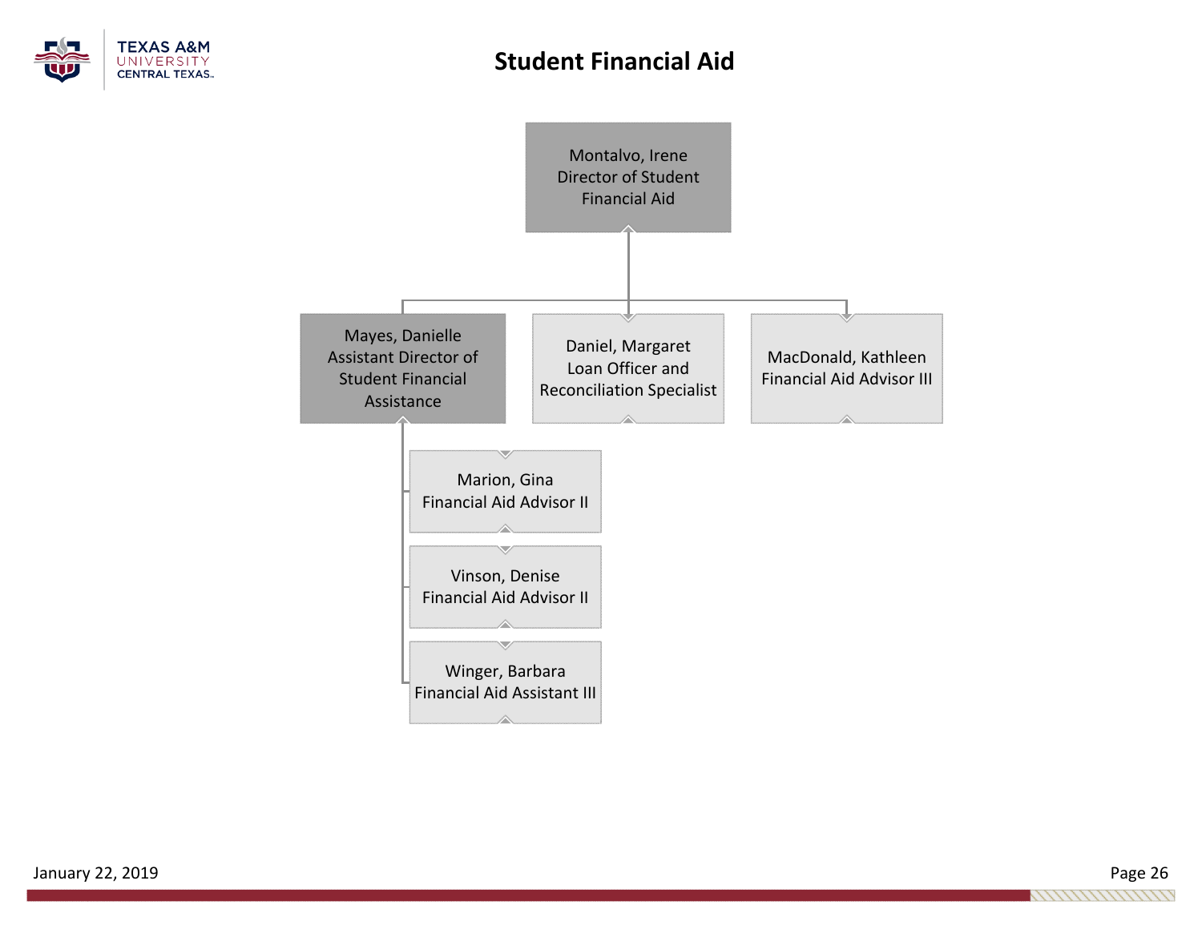# Student Financial Aid

- **Montalvo, Irene** — Director of Student Financial Aid
  - **Mayes, Danielle** — Assistant Director of Student Financial Assistance
    - **Marion, Gina** — Financial Aid Advisor II
    - **Vinson, Denise** — Financial Aid Advisor II
    - **Winger, Barbara** — Financial Aid Assistant III
  - **Daniel, Margaret** — Loan Officer and Reconciliation Specialist
  - **MacDonald, Kathleen** — Financial Aid Advisor III

January 22, 2019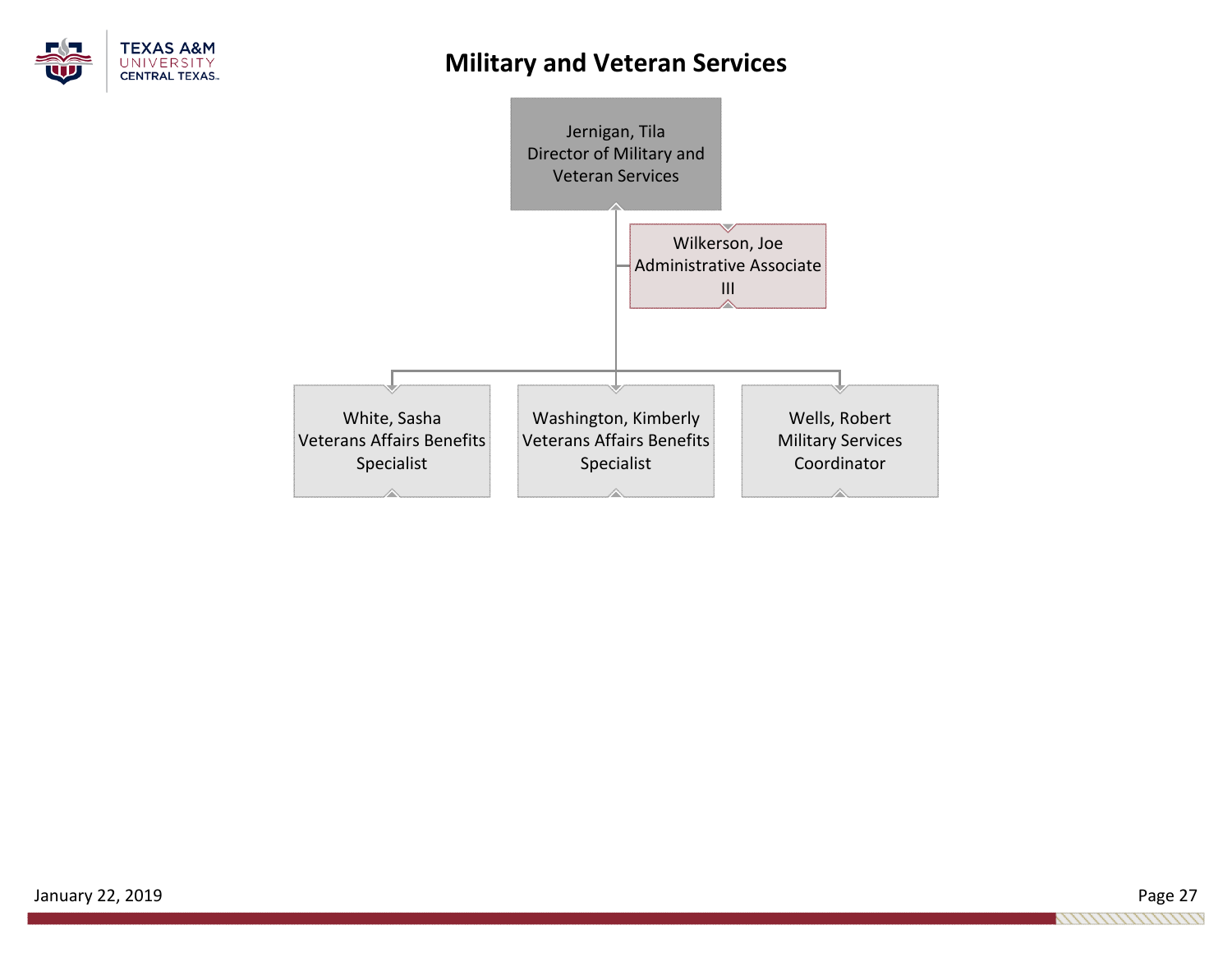# Military and Veteran Services

- **Jernigan, Tila** — Director of Military and Veteran Services
  - **Wilkerson, Joe** — Administrative Associate III
  - **White, Sasha** — Veterans Affairs Benefits Specialist
  - **Washington, Kimberly** — Veterans Affairs Benefits Specialist
  - **Wells, Robert** — Military Services Coordinator

January 22, 2019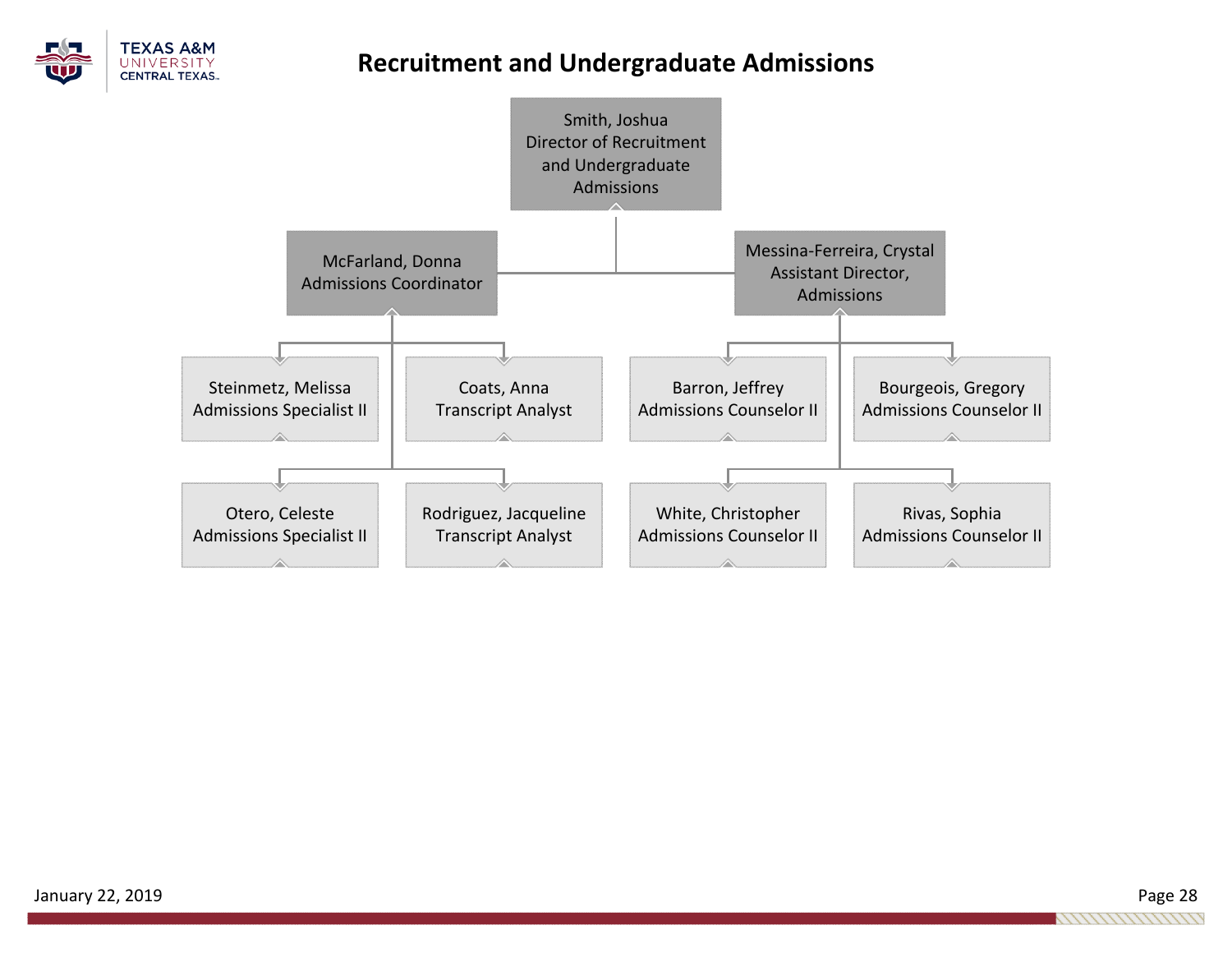# Recruitment and Undergraduate Admissions

- **Smith, Joshua** – Director of Recruitment and Undergraduate Admissions
  - **McFarland, Donna** – Admissions Coordinator
    - Steinmetz, Melissa – Admissions Specialist II
    - Coats, Anna – Transcript Analyst
    - Otero, Celeste – Admissions Specialist II
    - Rodriguez, Jacqueline – Transcript Analyst
  - **Messina-Ferreira, Crystal** – Assistant Director, Admissions
    - Barron, Jeffrey – Admissions Counselor II
    - Bourgeois, Gregory – Admissions Counselor II
    - White, Christopher – Admissions Counselor II
    - Rivas, Sophia – Admissions Counselor II

January 22, 2019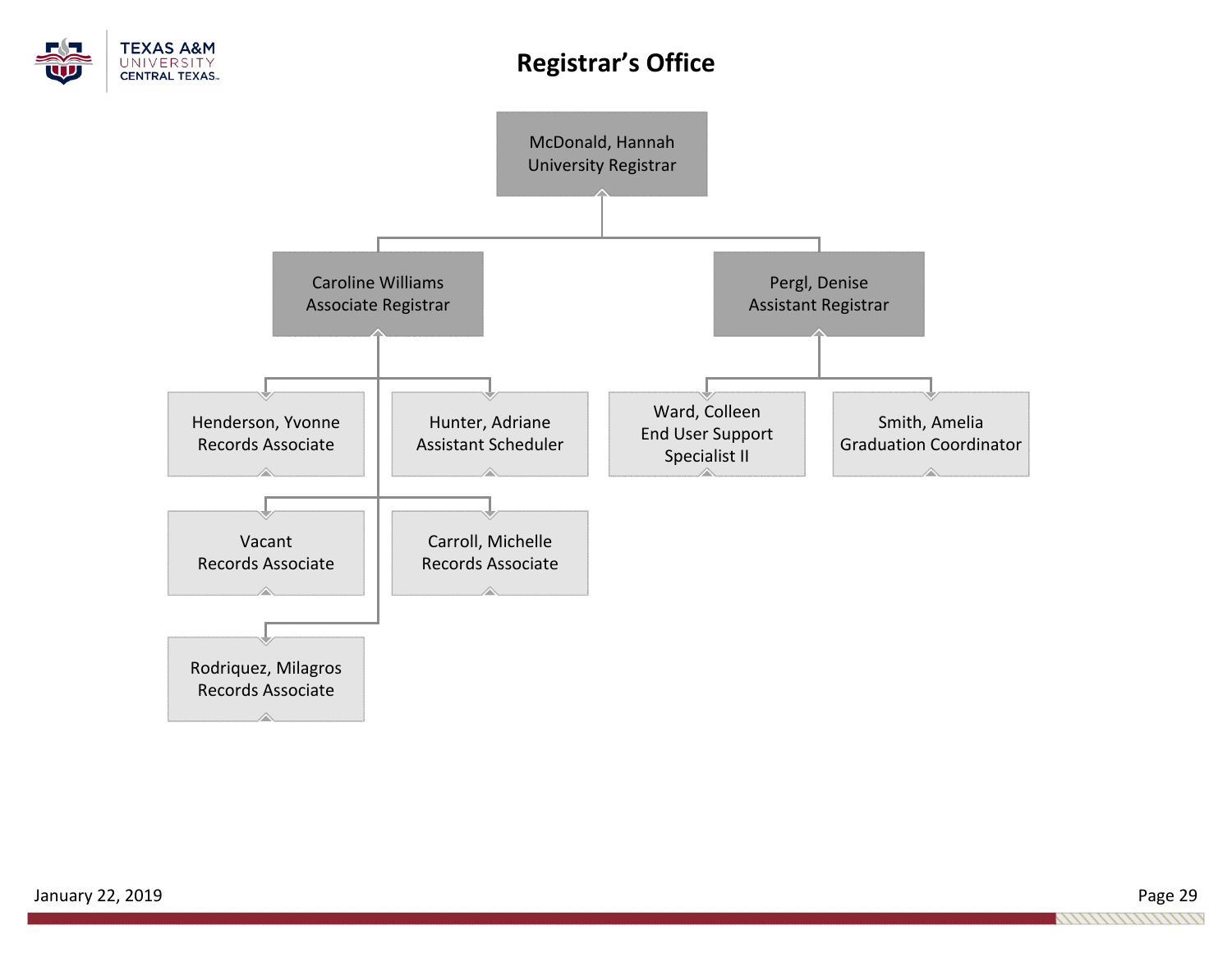# Registrar's Office

- **McDonald, Hannah** — University Registrar
  - **Caroline Williams** — Associate Registrar
    - Henderson, Yvonne — Records Associate
    - Hunter, Adriane — Assistant Scheduler
    - Vacant — Records Associate
    - Carroll, Michelle — Records Associate
    - Rodriquez, Milagros — Records Associate
  - **Pergl, Denise** — Assistant Registrar
    - Ward, Colleen — End User Support Specialist II
    - Smith, Amelia — Graduation Coordinator

January 22, 2019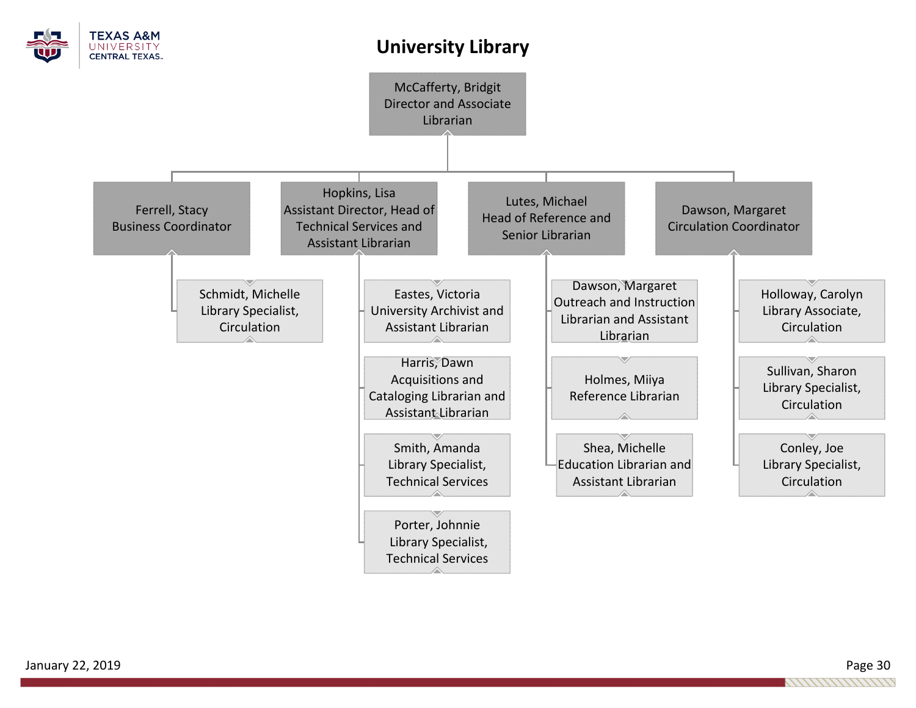# University Library

- **McCafferty, Bridgit** — Director and Associate Librarian
  - **Ferrell, Stacy** — Business Coordinator
    - Schmidt, Michelle — Library Specialist, Circulation
  - **Hopkins, Lisa** — Assistant Director, Head of Technical Services and Assistant Librarian
    - Eastes, Victoria — University Archivist and Assistant Librarian
    - Harris, Dawn — Acquisitions and Cataloging Librarian and Assistant Librarian
    - Smith, Amanda — Library Specialist, Technical Services
    - Porter, Johnnie — Library Specialist, Technical Services
  - **Lutes, Michael** — Head of Reference and Senior Librarian
    - Dawson, Margaret — Outreach and Instruction Librarian and Assistant Librarian
    - Holmes, Miiya — Reference Librarian
    - Shea, Michelle — Education Librarian and Assistant Librarian
  - **Dawson, Margaret** — Circulation Coordinator
    - Holloway, Carolyn — Library Associate, Circulation
    - Sullivan, Sharon — Library Specialist, Circulation
    - Conley, Joe — Library Specialist, Circulation

January 22, 2019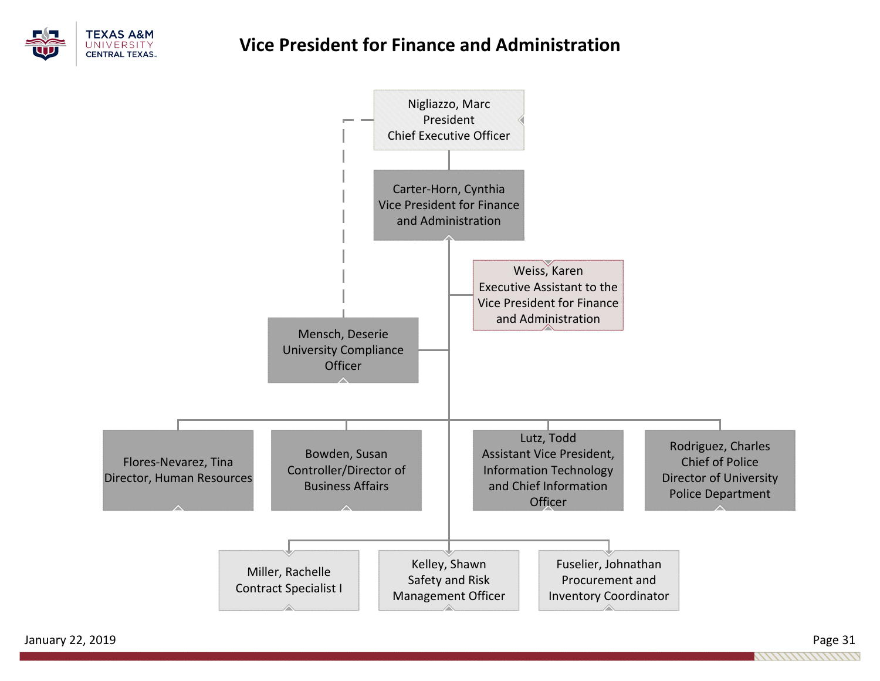# Vice President for Finance and Administration

- **Nigliazzo, Marc** – President, Chief Executive Officer
  - **Carter-Horn, Cynthia** – Vice President for Finance and Administration
    - **Weiss, Karen** – Executive Assistant to the Vice President for Finance and Administration
    - **Mensch, Deserie** – University Compliance Officer (dotted line to President)
    - **Flores-Nevarez, Tina** – Director, Human Resources
    - **Bowden, Susan** – Controller/Director of Business Affairs
    - **Lutz, Todd** – Assistant Vice President, Information Technology and Chief Information Officer
    - **Rodriguez, Charles** – Chief of Police, Director of University Police Department
    - **Miller, Rachelle** – Contract Specialist I
    - **Kelley, Shawn** – Safety and Risk Management Officer
    - **Fuselier, Johnathan** – Procurement and Inventory Coordinator

January 22, 2019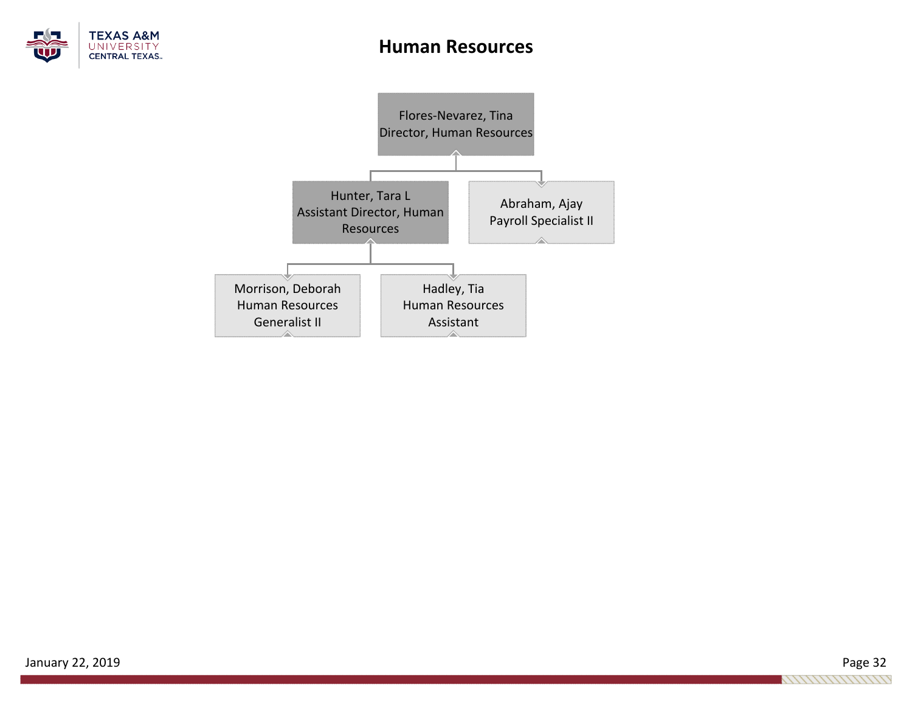# Human Resources

- **Flores-Nevarez, Tina** — Director, Human Resources
  - **Hunter, Tara L** — Assistant Director, Human Resources
    - **Morrison, Deborah** — Human Resources Generalist II
    - **Hadley, Tia** — Human Resources Assistant
  - **Abraham, Ajay** — Payroll Specialist II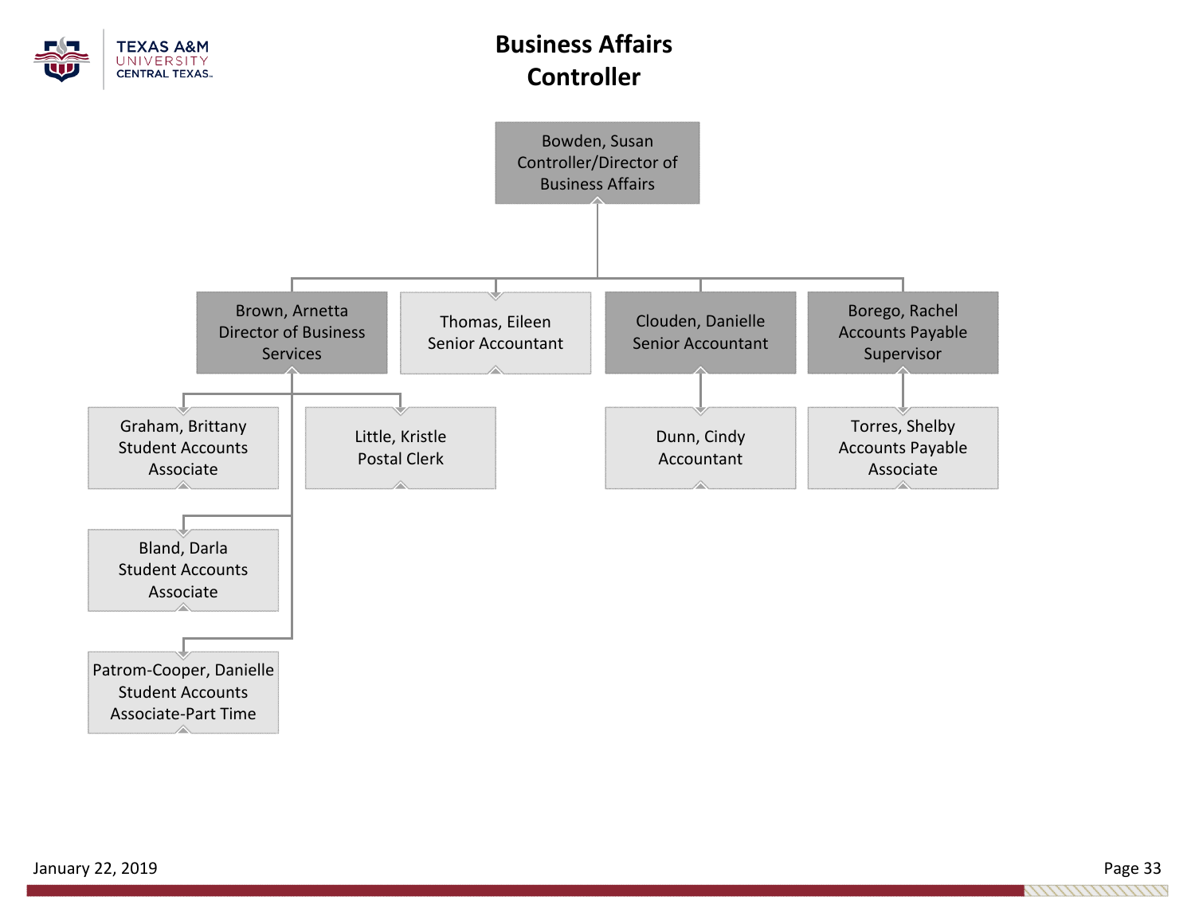# Business Affairs Controller

- **Bowden, Susan** — Controller/Director of Business Affairs
  - **Brown, Arnetta** — Director of Business Services
    - Graham, Brittany — Student Accounts Associate
    - Little, Kristle — Postal Clerk
    - Bland, Darla — Student Accounts Associate
    - Patrom-Cooper, Danielle — Student Accounts Associate-Part Time
  - Thomas, Eileen — Senior Accountant
  - **Clouden, Danielle** — Senior Accountant
    - Dunn, Cindy — Accountant
  - **Borego, Rachel** — Accounts Payable Supervisor
    - Torres, Shelby — Accounts Payable Associate

January 22, 2019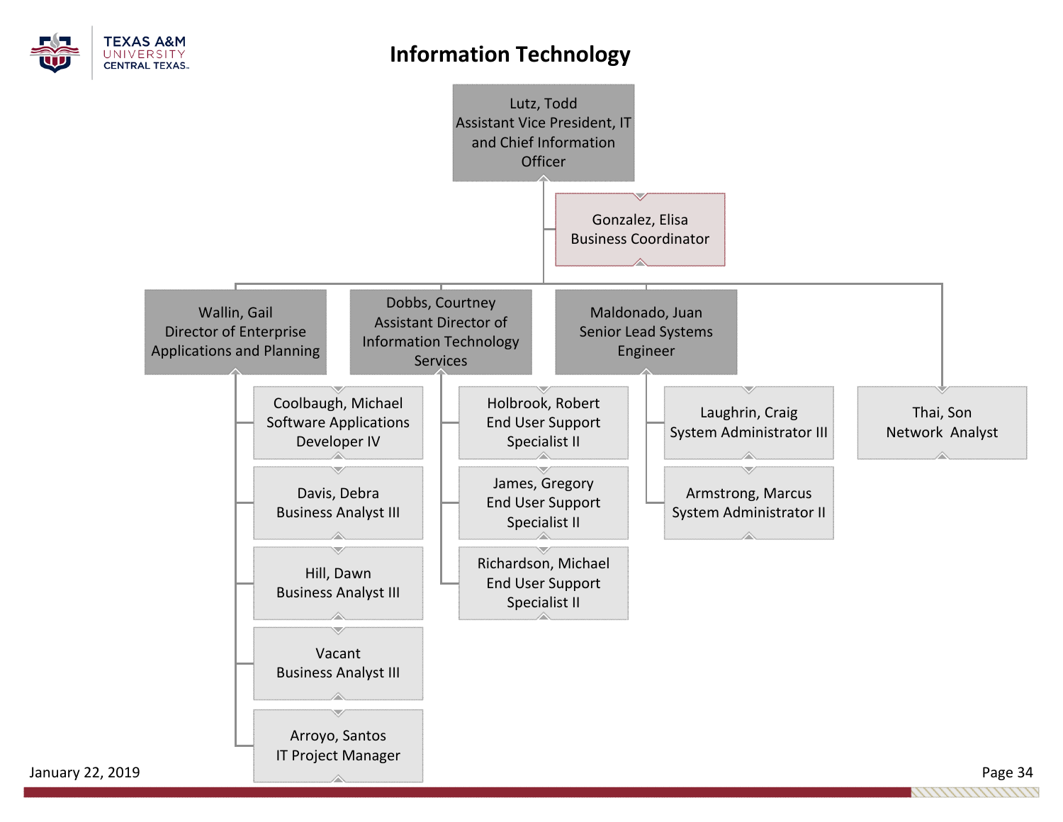# Information Technology

- **Lutz, Todd** – Assistant Vice President, IT and Chief Information Officer
  - Gonzalez, Elisa – Business Coordinator
  - **Wallin, Gail** – Director of Enterprise Applications and Planning
    - Coolbaugh, Michael – Software Applications Developer IV
    - Davis, Debra – Business Analyst III
    - Hill, Dawn – Business Analyst III
    - Vacant – Business Analyst III
    - Arroyo, Santos – IT Project Manager
  - **Dobbs, Courtney** – Assistant Director of Information Technology Services
    - Holbrook, Robert – End User Support Specialist II
    - James, Gregory – End User Support Specialist II
    - Richardson, Michael – End User Support Specialist II
  - **Maldonado, Juan** – Senior Lead Systems Engineer
    - Laughrin, Craig – System Administrator III
    - Armstrong, Marcus – System Administrator II
  - Thai, Son – Network Analyst

January 22, 2019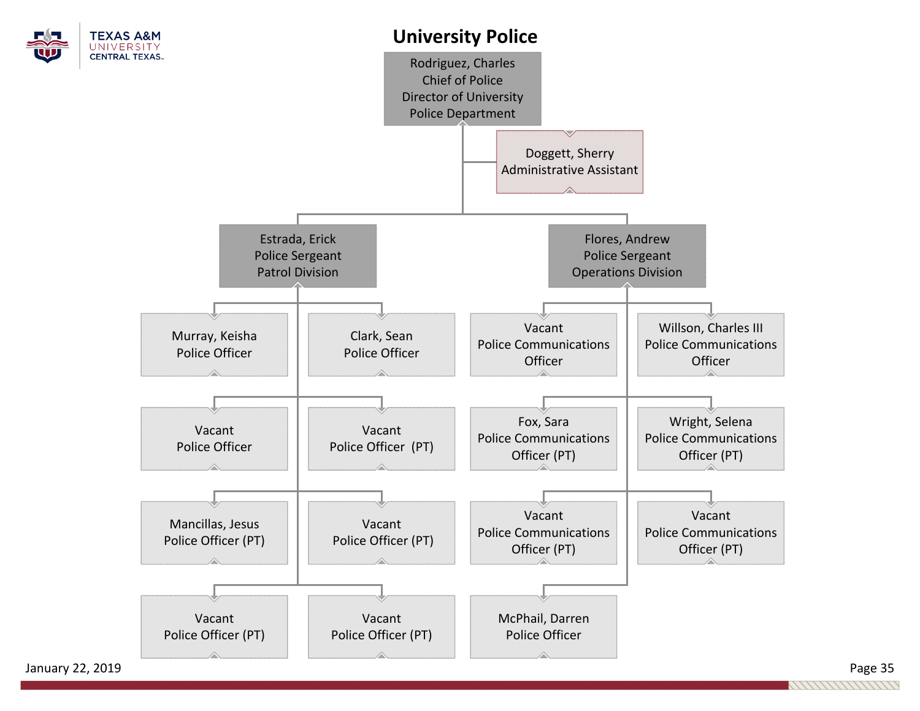# University Police

- **Rodriguez, Charles** — Chief of Police, Director of University Police Department
  - **Doggett, Sherry** — Administrative Assistant
  - **Estrada, Erick** — Police Sergeant, Patrol Division
    - Murray, Keisha — Police Officer
    - Clark, Sean — Police Officer
    - Vacant — Police Officer
    - Vacant — Police Officer (PT)
    - Mancillas, Jesus — Police Officer (PT)
    - Vacant — Police Officer (PT)
    - Vacant — Police Officer (PT)
    - Vacant — Police Officer (PT)
  - **Flores, Andrew** — Police Sergeant, Operations Division
    - Vacant — Police Communications Officer
    - Willson, Charles III — Police Communications Officer
    - Fox, Sara — Police Communications Officer (PT)
    - Wright, Selena — Police Communications Officer (PT)
    - Vacant — Police Communications Officer (PT)
    - Vacant — Police Communications Officer (PT)
    - McPhail, Darren — Police Officer

January 22, 2019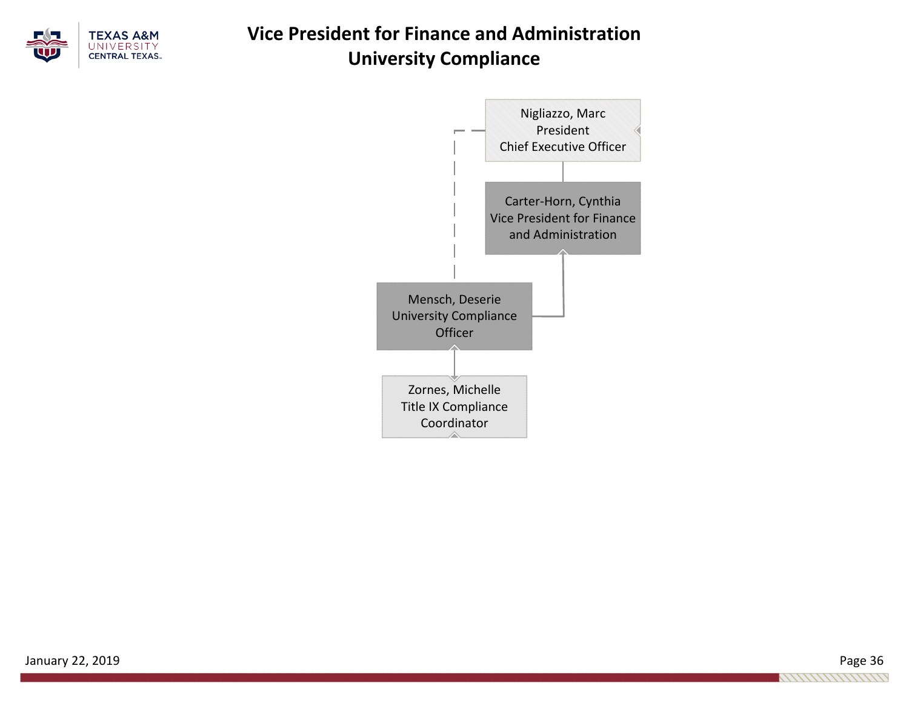# Vice President for Finance and Administration
## University Compliance

- **Nigliazzo, Marc** — President, Chief Executive Officer
  - **Carter-Horn, Cynthia** — Vice President for Finance and Administration
    - **Mensch, Deserie** — University Compliance Officer (dotted line to President)
      - **Zornes, Michelle** — Title IX Compliance Coordinator

January 22, 2019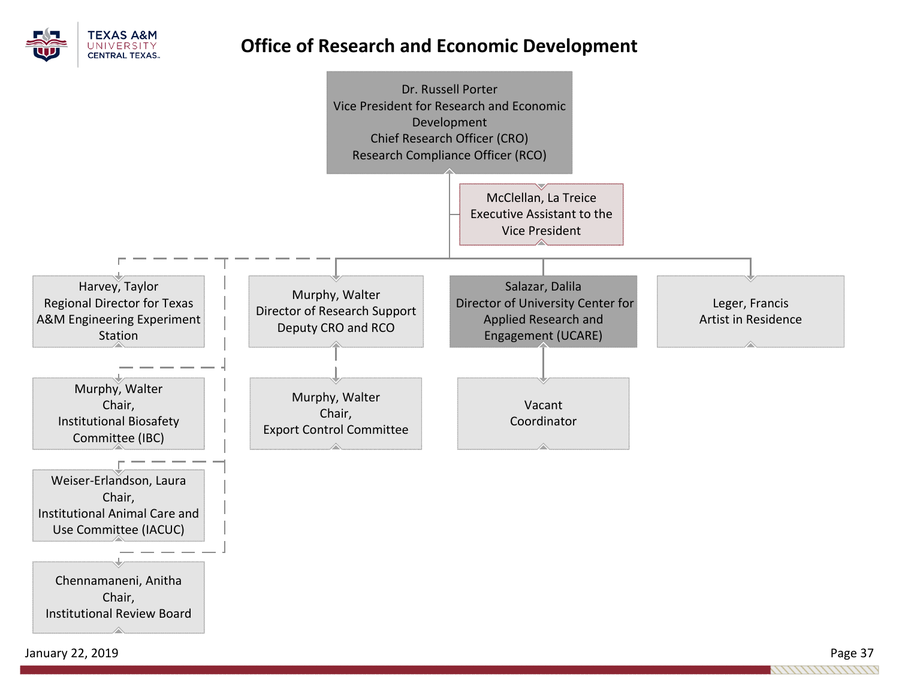# Office of Research and Economic Development

**Dr. Russell Porter**
Vice President for Research and Economic Development
Chief Research Officer (CRO)
Research Compliance Officer (RCO)

- **McClellan, La Treice** — Executive Assistant to the Vice President
- **Harvey, Taylor** — Regional Director for Texas A&M Engineering Experiment Station
  - **Murphy, Walter** — Chair, Institutional Biosafety Committee (IBC)
  - **Weiser-Erlandson, Laura** — Chair, Institutional Animal Care and Use Committee (IACUC)
  - **Chennamaneni, Anitha** — Chair, Institutional Review Board
- **Murphy, Walter** — Director of Research Support, Deputy CRO and RCO
  - **Murphy, Walter** — Chair, Export Control Committee
- **Salazar, Dalila** — Director of University Center for Applied Research and Engagement (UCARE)
  - **Vacant** — Coordinator
- **Leger, Francis** — Artist in Residence

January 22, 2019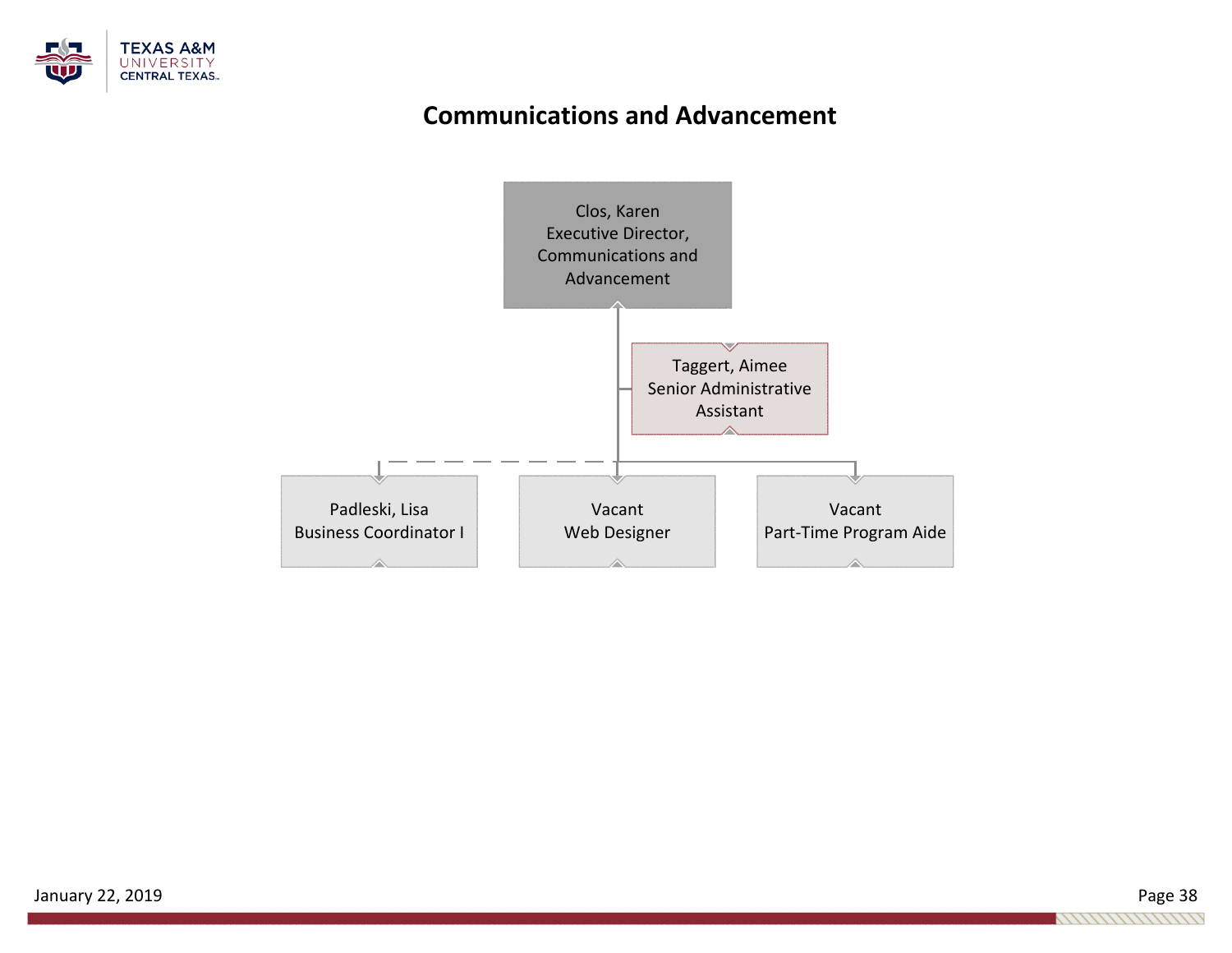# Communications and Advancement

- **Clos, Karen** — Executive Director, Communications and Advancement
  - Taggert, Aimee — Senior Administrative Assistant
  - Padleski, Lisa — Business Coordinator I (dotted line)
  - Vacant — Web Designer
  - Vacant — Part-Time Program Aide

January 22, 2019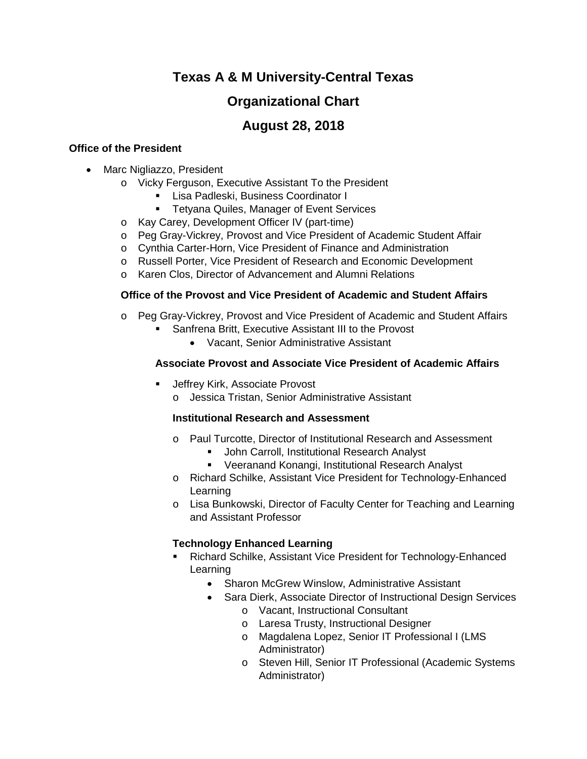# Texas A & M University-Central Texas

## Organizational Chart

## August 28, 2018

**Office of the President**

- Marc Nigliazzo, President
  - Vicky Ferguson, Executive Assistant To the President
    - Lisa Padleski, Business Coordinator I
    - Tetyana Quiles, Manager of Event Services
  - Kay Carey, Development Officer IV (part-time)
  - Peg Gray-Vickrey, Provost and Vice President of Academic Student Affair
  - Cynthia Carter-Horn, Vice President of Finance and Administration
  - Russell Porter, Vice President of Research and Economic Development
  - Karen Clos, Director of Advancement and Alumni Relations

**Office of the Provost and Vice President of Academic and Student Affairs**

- Peg Gray-Vickrey, Provost and Vice President of Academic and Student Affairs
  - Sanfrena Britt, Executive Assistant III to the Provost
    - Vacant, Senior Administrative Assistant

**Associate Provost and Associate Vice President of Academic Affairs**

- Jeffrey Kirk, Associate Provost
  - Jessica Tristan, Senior Administrative Assistant

**Institutional Research and Assessment**

- Paul Turcotte, Director of Institutional Research and Assessment
  - John Carroll, Institutional Research Analyst
  - Veeranand Konangi, Institutional Research Analyst
- Richard Schilke, Assistant Vice President for Technology-Enhanced Learning
- Lisa Bunkowski, Director of Faculty Center for Teaching and Learning and Assistant Professor

**Technology Enhanced Learning**

- Richard Schilke, Assistant Vice President for Technology-Enhanced Learning
  - Sharon McGrew Winslow, Administrative Assistant
  - Sara Dierk, Associate Director of Instructional Design Services
    - Vacant, Instructional Consultant
    - Laresa Trusty, Instructional Designer
    - Magdalena Lopez, Senior IT Professional I (LMS Administrator)
    - Steven Hill, Senior IT Professional (Academic Systems Administrator)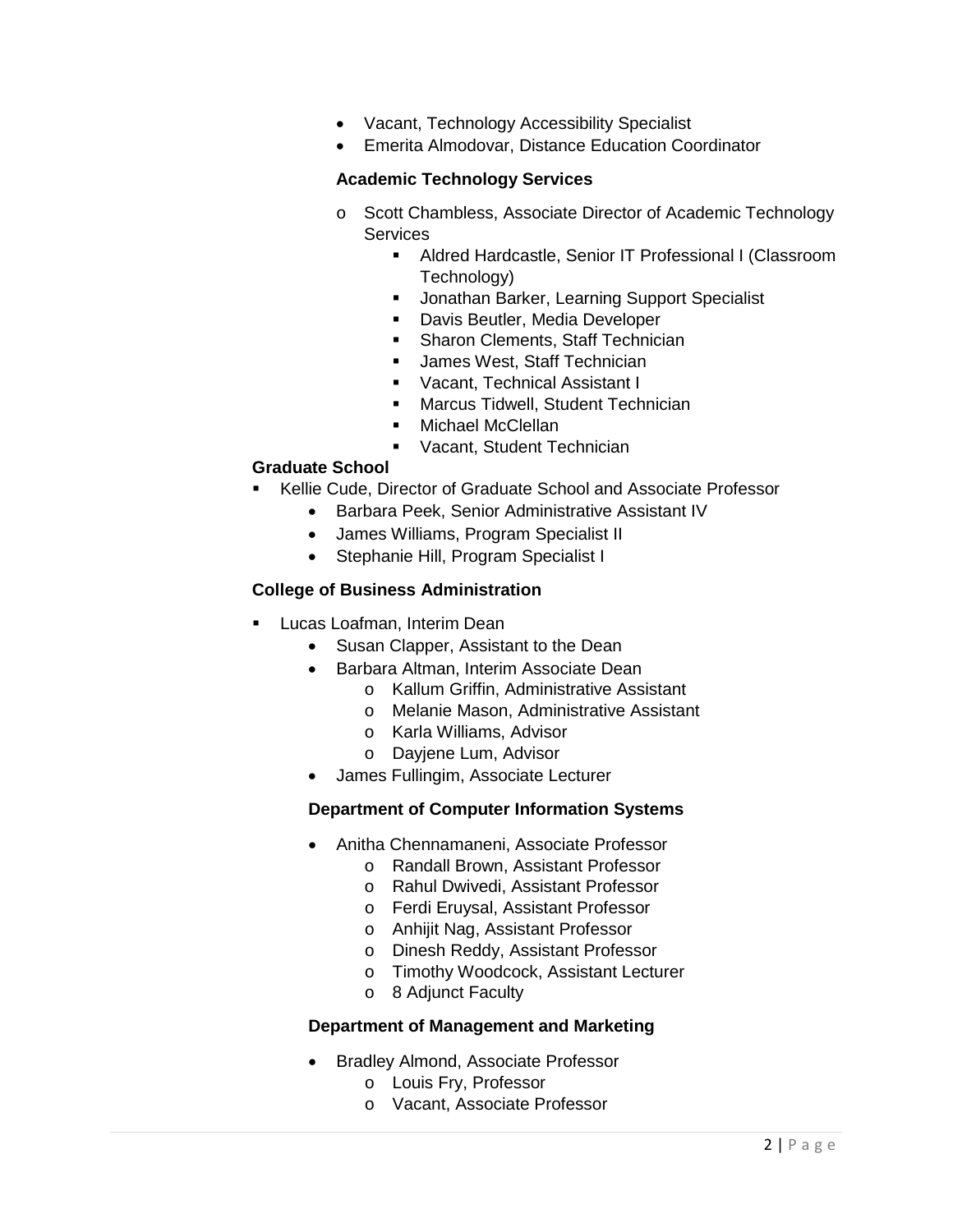- Vacant, Technology Accessibility Specialist
- Emerita Almodovar, Distance Education Coordinator

**Academic Technology Services**

- Scott Chambless, Associate Director of Academic Technology Services
  - Aldred Hardcastle, Senior IT Professional I (Classroom Technology)
  - Jonathan Barker, Learning Support Specialist
  - Davis Beutler, Media Developer
  - Sharon Clements, Staff Technician
  - James West, Staff Technician
  - Vacant, Technical Assistant I
  - Marcus Tidwell, Student Technician
  - Michael McClellan
  - Vacant, Student Technician

**Graduate School**

- Kellie Cude, Director of Graduate School and Associate Professor
  - Barbara Peek, Senior Administrative Assistant IV
  - James Williams, Program Specialist II
  - Stephanie Hill, Program Specialist I

**College of Business Administration**

- Lucas Loafman, Interim Dean
  - Susan Clapper, Assistant to the Dean
  - Barbara Altman, Interim Associate Dean
    - Kallum Griffin, Administrative Assistant
    - Melanie Mason, Administrative Assistant
    - Karla Williams, Advisor
    - Dayjene Lum, Advisor
  - James Fullingim, Associate Lecturer

**Department of Computer Information Systems**

- Anitha Chennamaneni, Associate Professor
  - Randall Brown, Assistant Professor
  - Rahul Dwivedi, Assistant Professor
  - Ferdi Eruysal, Assistant Professor
  - Anhijit Nag, Assistant Professor
  - Dinesh Reddy, Assistant Professor
  - Timothy Woodcock, Assistant Lecturer
  - 8 Adjunct Faculty

**Department of Management and Marketing**

- Bradley Almond, Associate Professor
  - Louis Fry, Professor
  - Vacant, Associate Professor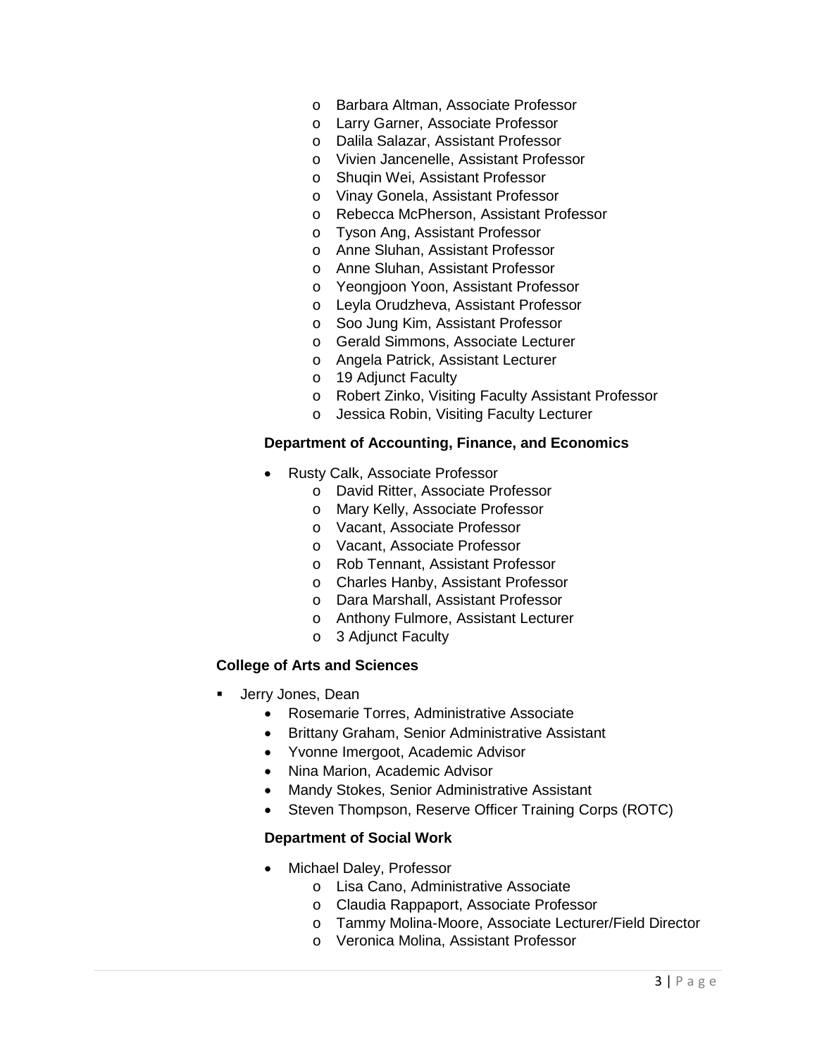- Barbara Altman, Associate Professor
- Larry Garner, Associate Professor
- Dalila Salazar, Assistant Professor
- Vivien Jancenelle, Assistant Professor
- Shuqin Wei, Assistant Professor
- Vinay Gonela, Assistant Professor
- Rebecca McPherson, Assistant Professor
- Tyson Ang, Assistant Professor
- Anne Sluhan, Assistant Professor
- Anne Sluhan, Assistant Professor
- Yeongjoon Yoon, Assistant Professor
- Leyla Orudzheva, Assistant Professor
- Soo Jung Kim, Assistant Professor
- Gerald Simmons, Associate Lecturer
- Angela Patrick, Assistant Lecturer
- 19 Adjunct Faculty
- Robert Zinko, Visiting Faculty Assistant Professor
- Jessica Robin, Visiting Faculty Lecturer

**Department of Accounting, Finance, and Economics**

- Rusty Calk, Associate Professor
  - David Ritter, Associate Professor
  - Mary Kelly, Associate Professor
  - Vacant, Associate Professor
  - Vacant, Associate Professor
  - Rob Tennant, Assistant Professor
  - Charles Hanby, Assistant Professor
  - Dara Marshall, Assistant Professor
  - Anthony Fulmore, Assistant Lecturer
  - 3 Adjunct Faculty

**College of Arts and Sciences**

- Jerry Jones, Dean
  - Rosemarie Torres, Administrative Associate
  - Brittany Graham, Senior Administrative Assistant
  - Yvonne Imergoot, Academic Advisor
  - Nina Marion, Academic Advisor
  - Mandy Stokes, Senior Administrative Assistant
  - Steven Thompson, Reserve Officer Training Corps (ROTC)

**Department of Social Work**

- Michael Daley, Professor
  - Lisa Cano, Administrative Associate
  - Claudia Rappaport, Associate Professor
  - Tammy Molina-Moore, Associate Lecturer/Field Director
  - Veronica Molina, Assistant Professor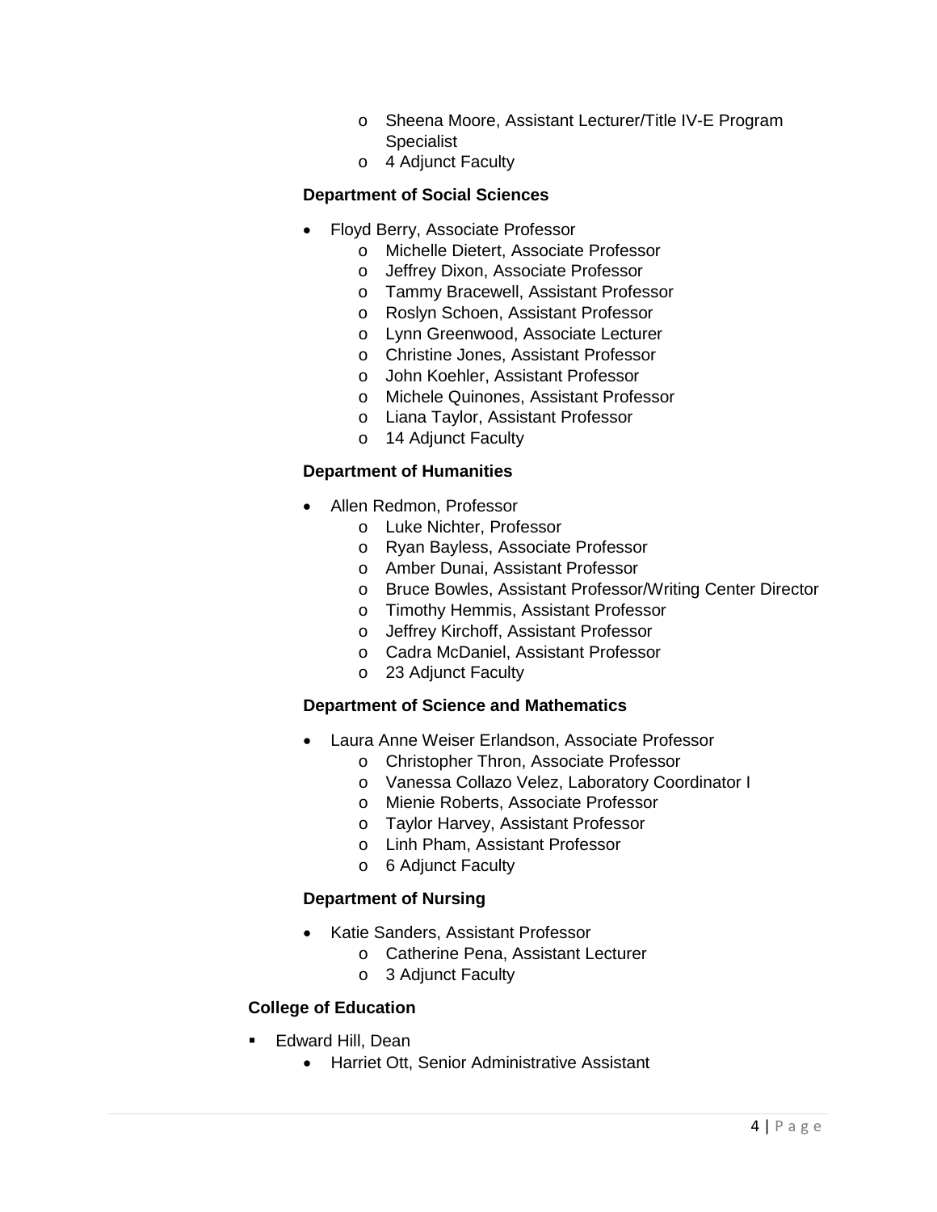- Sheena Moore, Assistant Lecturer/Title IV-E Program Specialist
  - 4 Adjunct Faculty

**Department of Social Sciences**

- Floyd Berry, Associate Professor
  - Michelle Dietert, Associate Professor
  - Jeffrey Dixon, Associate Professor
  - Tammy Bracewell, Assistant Professor
  - Roslyn Schoen, Assistant Professor
  - Lynn Greenwood, Associate Lecturer
  - Christine Jones, Assistant Professor
  - John Koehler, Assistant Professor
  - Michele Quinones, Assistant Professor
  - Liana Taylor, Assistant Professor
  - 14 Adjunct Faculty

**Department of Humanities**

- Allen Redmon, Professor
  - Luke Nichter, Professor
  - Ryan Bayless, Associate Professor
  - Amber Dunai, Assistant Professor
  - Bruce Bowles, Assistant Professor/Writing Center Director
  - Timothy Hemmis, Assistant Professor
  - Jeffrey Kirchoff, Assistant Professor
  - Cadra McDaniel, Assistant Professor
  - 23 Adjunct Faculty

**Department of Science and Mathematics**

- Laura Anne Weiser Erlandson, Associate Professor
  - Christopher Thron, Associate Professor
  - Vanessa Collazo Velez, Laboratory Coordinator I
  - Mienie Roberts, Associate Professor
  - Taylor Harvey, Assistant Professor
  - Linh Pham, Assistant Professor
  - 6 Adjunct Faculty

**Department of Nursing**

- Katie Sanders, Assistant Professor
  - Catherine Pena, Assistant Lecturer
  - 3 Adjunct Faculty

**College of Education**

- Edward Hill, Dean
  - Harriet Ott, Senior Administrative Assistant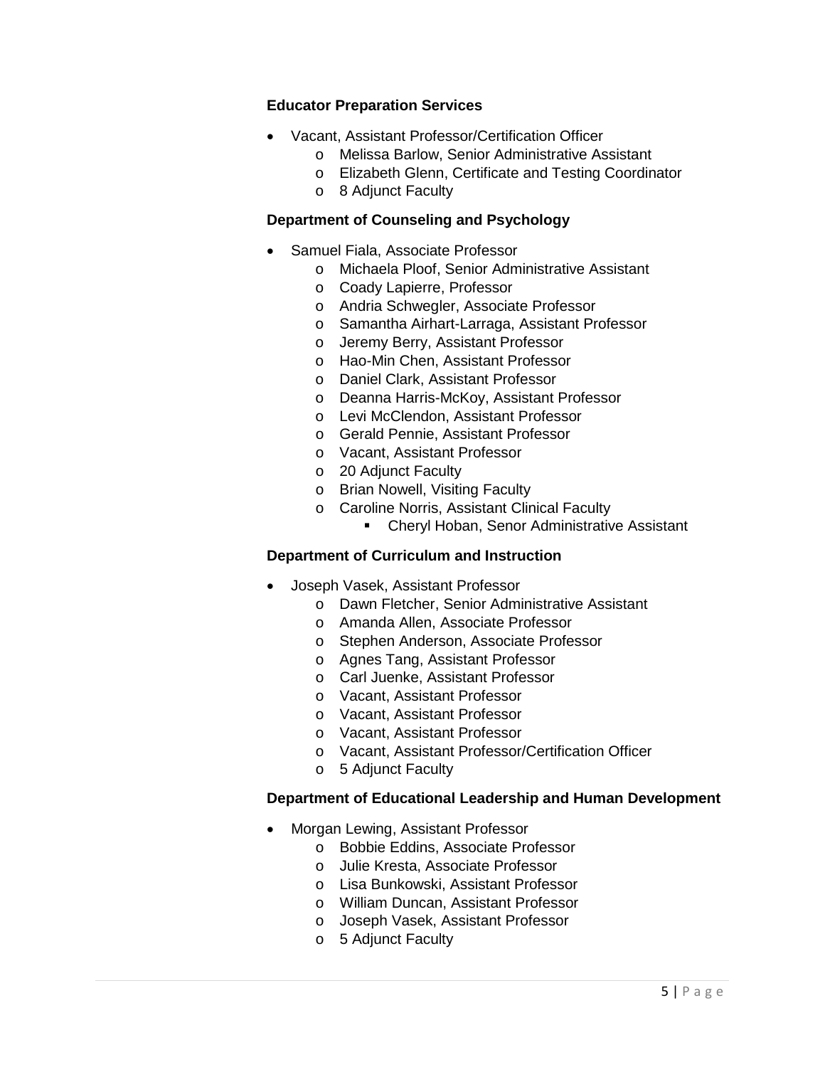**Educator Preparation Services**

- Vacant, Assistant Professor/Certification Officer
    - Melissa Barlow, Senior Administrative Assistant
    - Elizabeth Glenn, Certificate and Testing Coordinator
    - 8 Adjunct Faculty

**Department of Counseling and Psychology**

- Samuel Fiala, Associate Professor
    - Michaela Ploof, Senior Administrative Assistant
    - Coady Lapierre, Professor
    - Andria Schwegler, Associate Professor
    - Samantha Airhart-Larraga, Assistant Professor
    - Jeremy Berry, Assistant Professor
    - Hao-Min Chen, Assistant Professor
    - Daniel Clark, Assistant Professor
    - Deanna Harris-McKoy, Assistant Professor
    - Levi McClendon, Assistant Professor
    - Gerald Pennie, Assistant Professor
    - Vacant, Assistant Professor
    - 20 Adjunct Faculty
    - Brian Nowell, Visiting Faculty
    - Caroline Norris, Assistant Clinical Faculty
        - Cheryl Hoban, Senor Administrative Assistant

**Department of Curriculum and Instruction**

- Joseph Vasek, Assistant Professor
    - Dawn Fletcher, Senior Administrative Assistant
    - Amanda Allen, Associate Professor
    - Stephen Anderson, Associate Professor
    - Agnes Tang, Assistant Professor
    - Carl Juenke, Assistant Professor
    - Vacant, Assistant Professor
    - Vacant, Assistant Professor
    - Vacant, Assistant Professor
    - Vacant, Assistant Professor/Certification Officer
    - 5 Adjunct Faculty

**Department of Educational Leadership and Human Development**

- Morgan Lewing, Assistant Professor
    - Bobbie Eddins, Associate Professor
    - Julie Kresta, Associate Professor
    - Lisa Bunkowski, Assistant Professor
    - William Duncan, Assistant Professor
    - Joseph Vasek, Assistant Professor
    - 5 Adjunct Faculty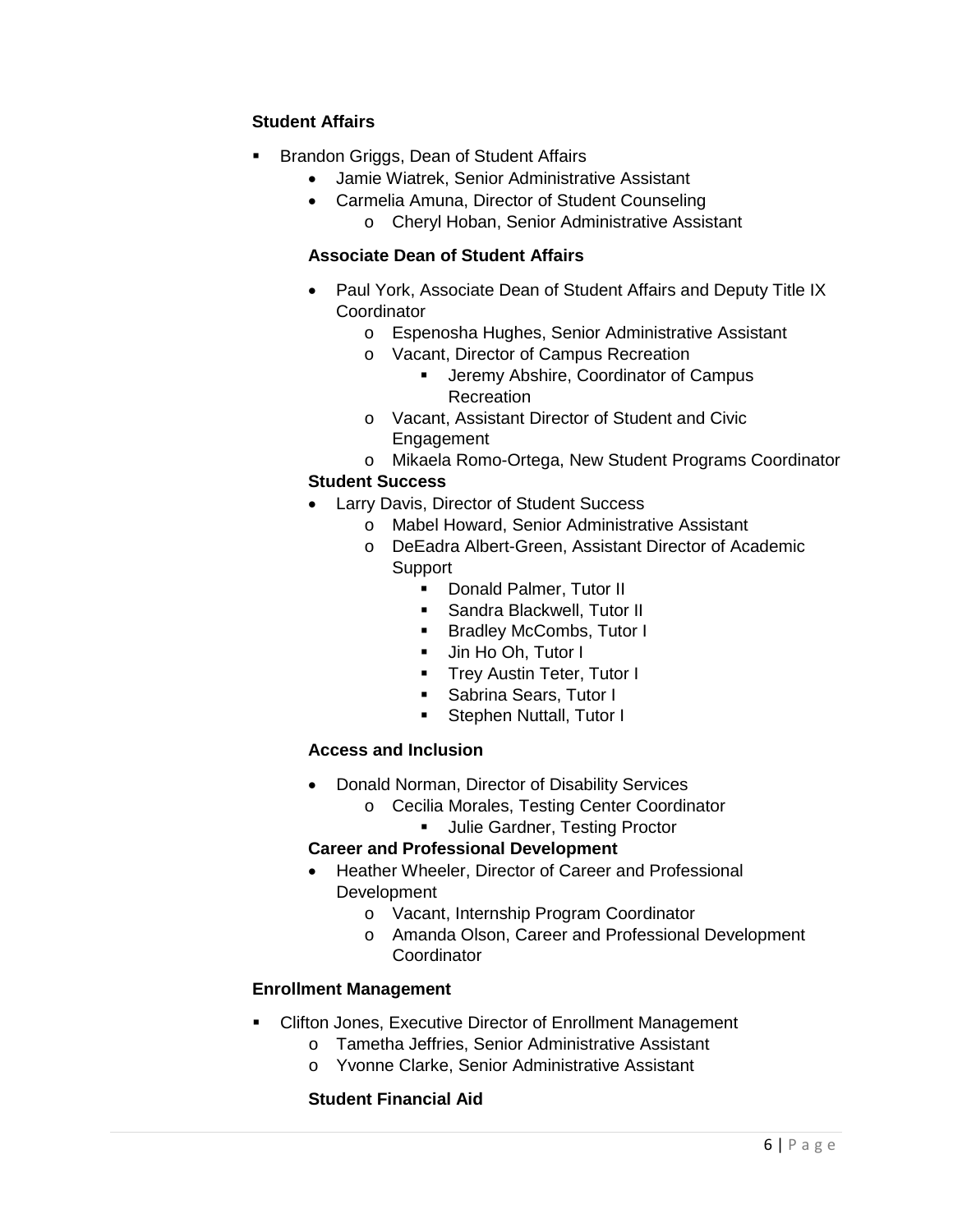**Student Affairs**

- Brandon Griggs, Dean of Student Affairs
  - Jamie Wiatrek, Senior Administrative Assistant
  - Carmelia Amuna, Director of Student Counseling
    - Cheryl Hoban, Senior Administrative Assistant

  **Associate Dean of Student Affairs**

  - Paul York, Associate Dean of Student Affairs and Deputy Title IX Coordinator
    - Espenosha Hughes, Senior Administrative Assistant
    - Vacant, Director of Campus Recreation
      - Jeremy Abshire, Coordinator of Campus Recreation
    - Vacant, Assistant Director of Student and Civic Engagement
    - Mikaela Romo-Ortega, New Student Programs Coordinator

  **Student Success**

  - Larry Davis, Director of Student Success
    - Mabel Howard, Senior Administrative Assistant
    - DeEadra Albert-Green, Assistant Director of Academic Support
      - Donald Palmer, Tutor II
      - Sandra Blackwell, Tutor II
      - Bradley McCombs, Tutor I
      - Jin Ho Oh, Tutor I
      - Trey Austin Teter, Tutor I
      - Sabrina Sears, Tutor I
      - Stephen Nuttall, Tutor I

  **Access and Inclusion**

  - Donald Norman, Director of Disability Services
    - Cecilia Morales, Testing Center Coordinator
      - Julie Gardner, Testing Proctor

  **Career and Professional Development**

  - Heather Wheeler, Director of Career and Professional Development
    - Vacant, Internship Program Coordinator
    - Amanda Olson, Career and Professional Development Coordinator

**Enrollment Management**

- Clifton Jones, Executive Director of Enrollment Management
  - Tametha Jeffries, Senior Administrative Assistant
  - Yvonne Clarke, Senior Administrative Assistant

  **Student Financial Aid**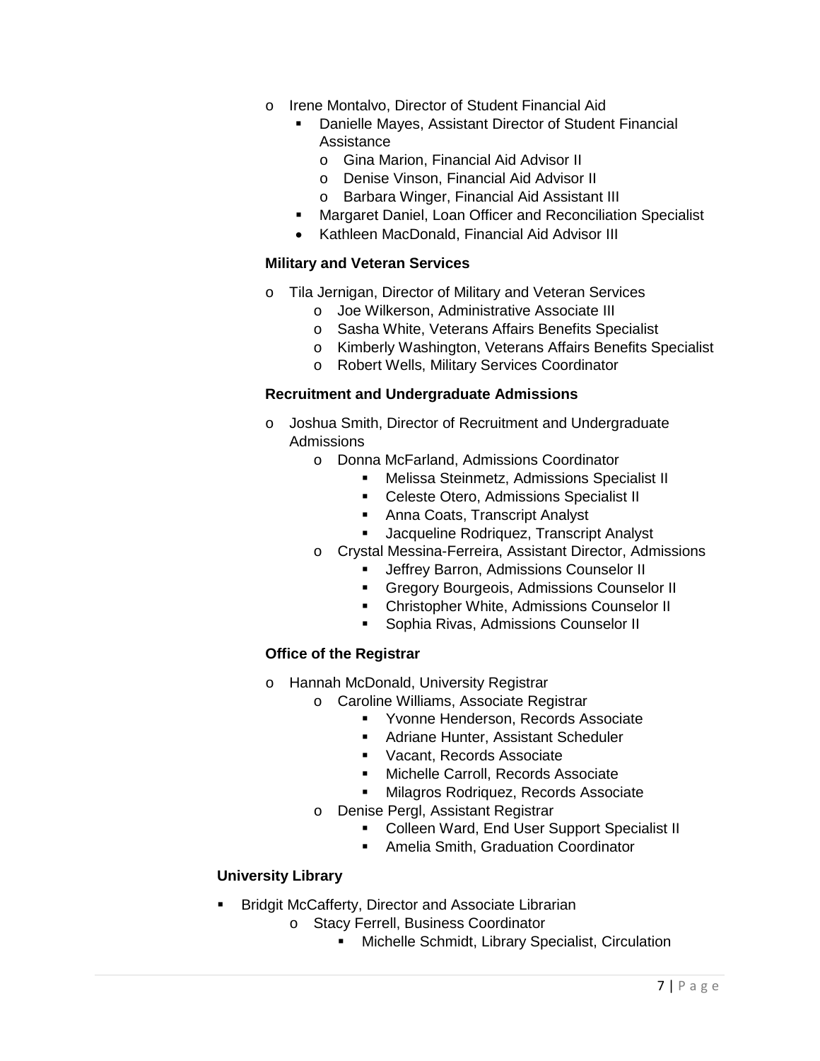- Irene Montalvo, Director of Student Financial Aid
  - Danielle Mayes, Assistant Director of Student Financial Assistance
    - Gina Marion, Financial Aid Advisor II
    - Denise Vinson, Financial Aid Advisor II
    - Barbara Winger, Financial Aid Assistant III
  - Margaret Daniel, Loan Officer and Reconciliation Specialist
  - Kathleen MacDonald, Financial Aid Advisor III

**Military and Veteran Services**

- Tila Jernigan, Director of Military and Veteran Services
  - Joe Wilkerson, Administrative Associate III
  - Sasha White, Veterans Affairs Benefits Specialist
  - Kimberly Washington, Veterans Affairs Benefits Specialist
  - Robert Wells, Military Services Coordinator

**Recruitment and Undergraduate Admissions**

- Joshua Smith, Director of Recruitment and Undergraduate Admissions
  - Donna McFarland, Admissions Coordinator
    - Melissa Steinmetz, Admissions Specialist II
    - Celeste Otero, Admissions Specialist II
    - Anna Coats, Transcript Analyst
    - Jacqueline Rodriquez, Transcript Analyst
  - Crystal Messina-Ferreira, Assistant Director, Admissions
    - Jeffrey Barron, Admissions Counselor II
    - Gregory Bourgeois, Admissions Counselor II
    - Christopher White, Admissions Counselor II
    - Sophia Rivas, Admissions Counselor II

**Office of the Registrar**

- Hannah McDonald, University Registrar
  - Caroline Williams, Associate Registrar
    - Yvonne Henderson, Records Associate
    - Adriane Hunter, Assistant Scheduler
    - Vacant, Records Associate
    - Michelle Carroll, Records Associate
    - Milagros Rodriquez, Records Associate
  - Denise Pergl, Assistant Registrar
    - Colleen Ward, End User Support Specialist II
    - Amelia Smith, Graduation Coordinator

**University Library**

- Bridgit McCafferty, Director and Associate Librarian
  - Stacy Ferrell, Business Coordinator
    - Michelle Schmidt, Library Specialist, Circulation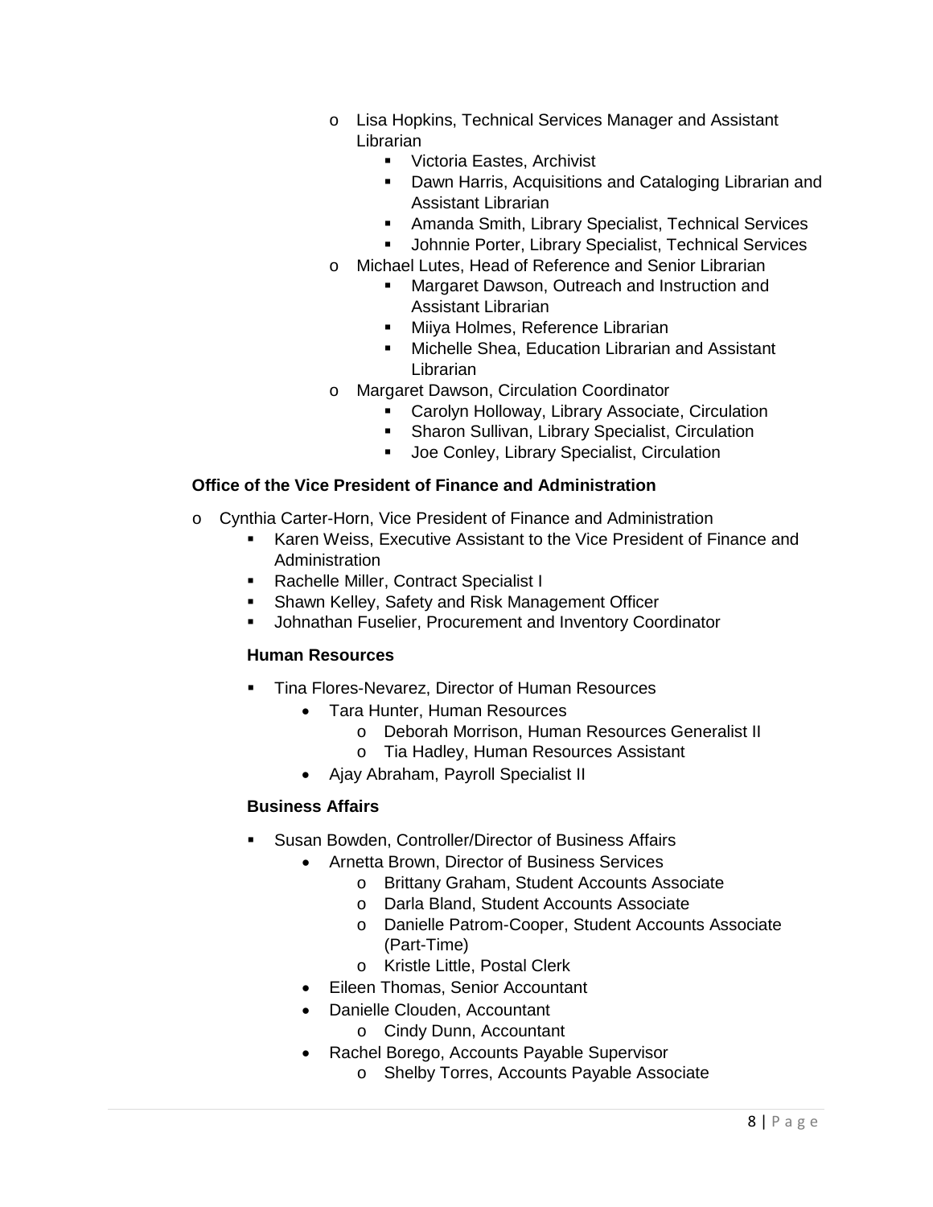- Lisa Hopkins, Technical Services Manager and Assistant Librarian
  - Victoria Eastes, Archivist
  - Dawn Harris, Acquisitions and Cataloging Librarian and Assistant Librarian
  - Amanda Smith, Library Specialist, Technical Services
  - Johnnie Porter, Library Specialist, Technical Services
- Michael Lutes, Head of Reference and Senior Librarian
  - Margaret Dawson, Outreach and Instruction and Assistant Librarian
  - Miiya Holmes, Reference Librarian
  - Michelle Shea, Education Librarian and Assistant Librarian
- Margaret Dawson, Circulation Coordinator
  - Carolyn Holloway, Library Associate, Circulation
  - Sharon Sullivan, Library Specialist, Circulation
  - Joe Conley, Library Specialist, Circulation

**Office of the Vice President of Finance and Administration**

- Cynthia Carter-Horn, Vice President of Finance and Administration
  - Karen Weiss, Executive Assistant to the Vice President of Finance and Administration
  - Rachelle Miller, Contract Specialist I
  - Shawn Kelley, Safety and Risk Management Officer
  - Johnathan Fuselier, Procurement and Inventory Coordinator

**Human Resources**

- Tina Flores-Nevarez, Director of Human Resources
  - Tara Hunter, Human Resources
    - Deborah Morrison, Human Resources Generalist II
    - Tia Hadley, Human Resources Assistant
  - Ajay Abraham, Payroll Specialist II

**Business Affairs**

- Susan Bowden, Controller/Director of Business Affairs
  - Arnetta Brown, Director of Business Services
    - Brittany Graham, Student Accounts Associate
    - Darla Bland, Student Accounts Associate
    - Danielle Patrom-Cooper, Student Accounts Associate (Part-Time)
    - Kristle Little, Postal Clerk
  - Eileen Thomas, Senior Accountant
  - Danielle Clouden, Accountant
    - Cindy Dunn, Accountant
  - Rachel Borego, Accounts Payable Supervisor
    - Shelby Torres, Accounts Payable Associate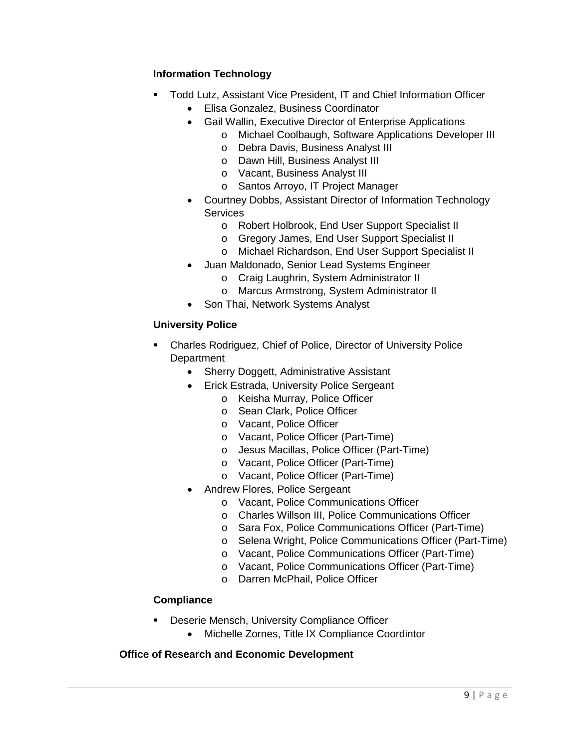### Information Technology

- Todd Lutz, Assistant Vice President, IT and Chief Information Officer
  - Elisa Gonzalez, Business Coordinator
  - Gail Wallin, Executive Director of Enterprise Applications
    - Michael Coolbaugh, Software Applications Developer III
    - Debra Davis, Business Analyst III
    - Dawn Hill, Business Analyst III
    - Vacant, Business Analyst III
    - Santos Arroyo, IT Project Manager
  - Courtney Dobbs, Assistant Director of Information Technology Services
    - Robert Holbrook, End User Support Specialist II
    - Gregory James, End User Support Specialist II
    - Michael Richardson, End User Support Specialist II
  - Juan Maldonado, Senior Lead Systems Engineer
    - Craig Laughrin, System Administrator II
    - Marcus Armstrong, System Administrator II
  - Son Thai, Network Systems Analyst

### University Police

- Charles Rodriguez, Chief of Police, Director of University Police Department
  - Sherry Doggett, Administrative Assistant
  - Erick Estrada, University Police Sergeant
    - Keisha Murray, Police Officer
    - Sean Clark, Police Officer
    - Vacant, Police Officer
    - Vacant, Police Officer (Part-Time)
    - Jesus Macillas, Police Officer (Part-Time)
    - Vacant, Police Officer (Part-Time)
    - Vacant, Police Officer (Part-Time)
  - Andrew Flores, Police Sergeant
    - Vacant, Police Communications Officer
    - Charles Willson III, Police Communications Officer
    - Sara Fox, Police Communications Officer (Part-Time)
    - Selena Wright, Police Communications Officer (Part-Time)
    - Vacant, Police Communications Officer (Part-Time)
    - Vacant, Police Communications Officer (Part-Time)
    - Darren McPhail, Police Officer

### Compliance

- Deserie Mensch, University Compliance Officer
  - Michelle Zornes, Title IX Compliance Coordintor

### Office of Research and Economic Development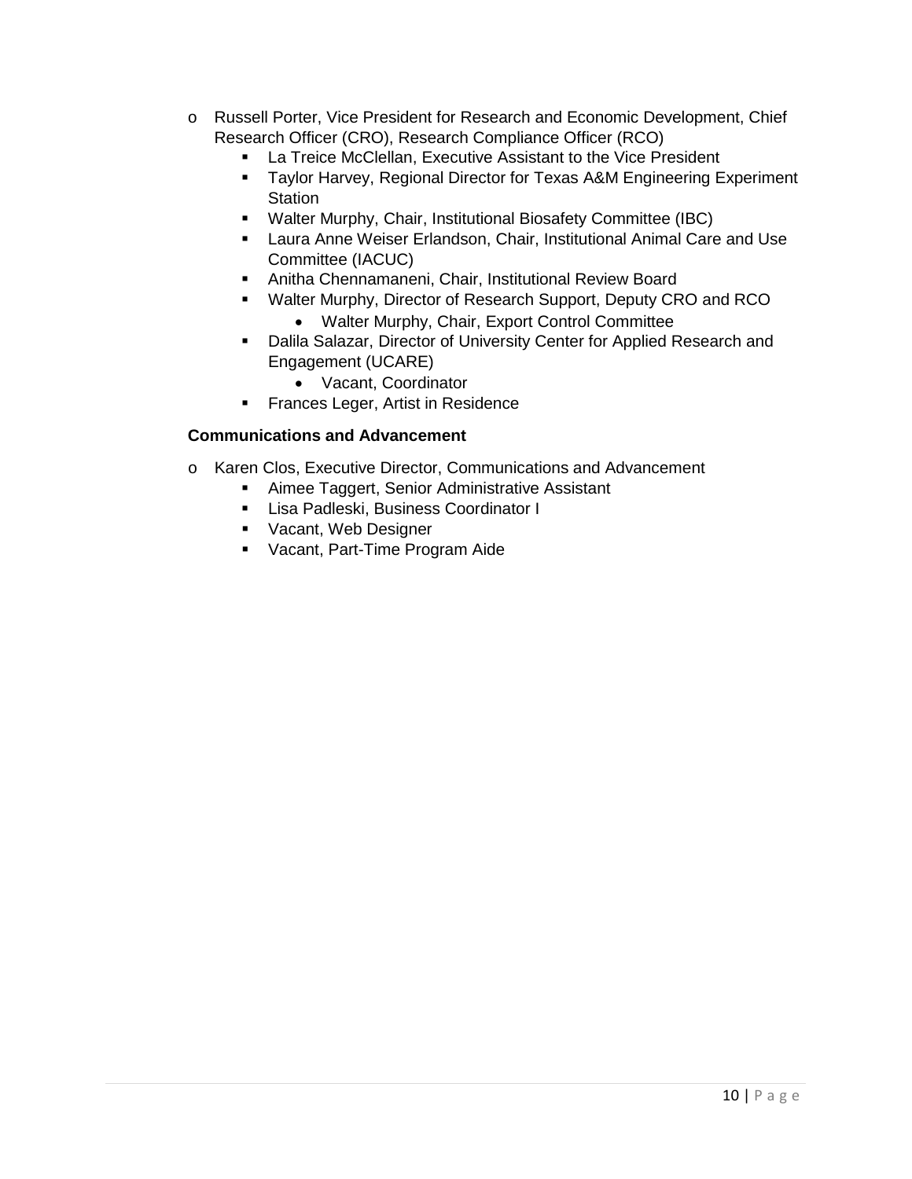- Russell Porter, Vice President for Research and Economic Development, Chief Research Officer (CRO), Research Compliance Officer (RCO)
  - La Treice McClellan, Executive Assistant to the Vice President
  - Taylor Harvey, Regional Director for Texas A&M Engineering Experiment Station
  - Walter Murphy, Chair, Institutional Biosafety Committee (IBC)
  - Laura Anne Weiser Erlandson, Chair, Institutional Animal Care and Use Committee (IACUC)
  - Anitha Chennamaneni, Chair, Institutional Review Board
  - Walter Murphy, Director of Research Support, Deputy CRO and RCO
    - Walter Murphy, Chair, Export Control Committee
  - Dalila Salazar, Director of University Center for Applied Research and Engagement (UCARE)
    - Vacant, Coordinator
  - Frances Leger, Artist in Residence

**Communications and Advancement**

- Karen Clos, Executive Director, Communications and Advancement
  - Aimee Taggert, Senior Administrative Assistant
  - Lisa Padleski, Business Coordinator I
  - Vacant, Web Designer
  - Vacant, Part-Time Program Aide